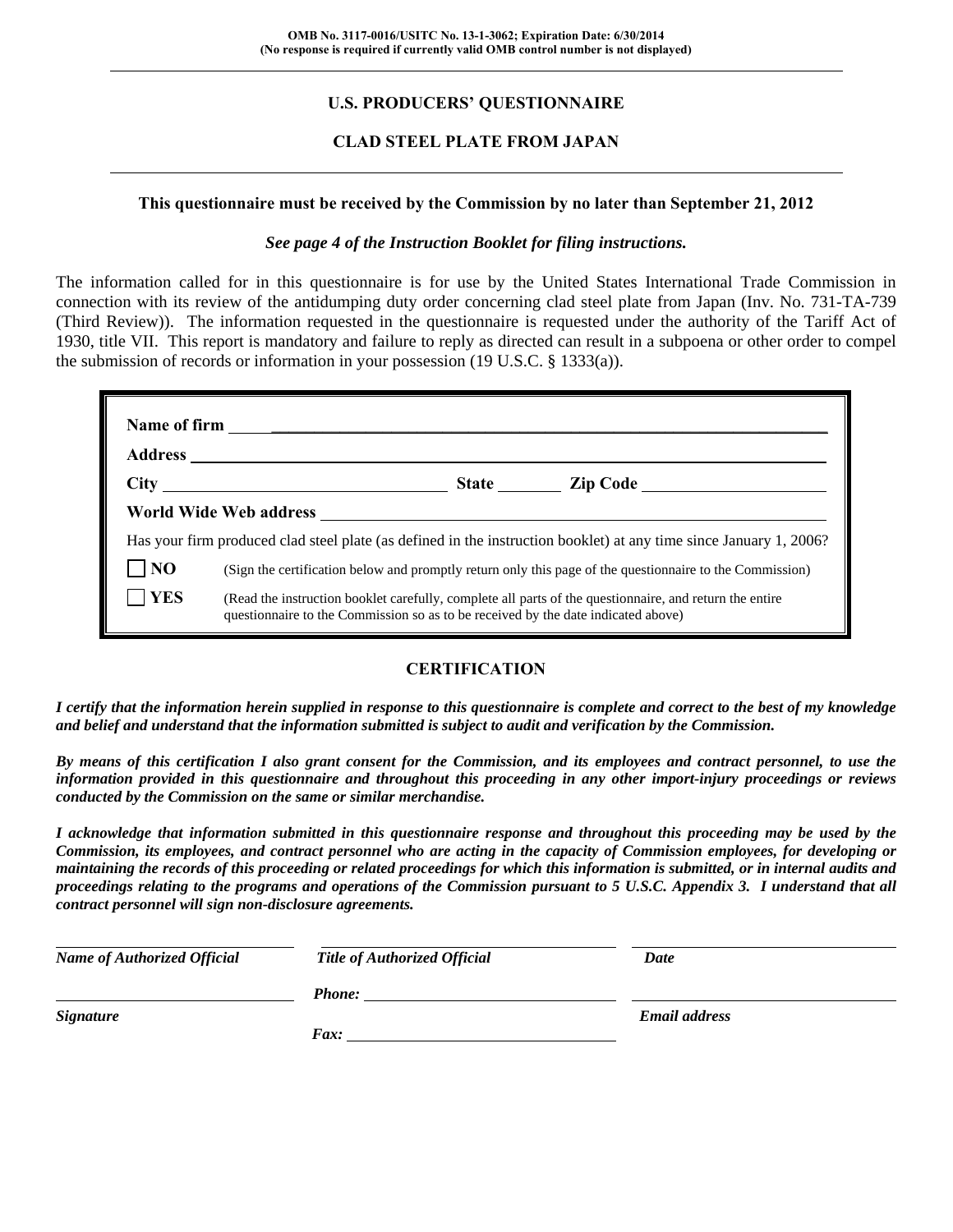OMB No. 3117-0016/USITC No. 13-1-3062; Expiration Date: 6/30/2014
(No response is required if currently valid OMB control number is not displayed)

# U.S. PRODUCERS' QUESTIONNAIRE

## CLAD STEEL PLATE FROM JAPAN

**This questionnaire must be received by the Commission by no later than September 21, 2012**

***See page 4 of the Instruction Booklet for filing instructions.***

The information called for in this questionnaire is for use by the United States International Trade Commission in connection with its review of the antidumping duty order concerning clad steel plate from Japan (Inv. No. 731-TA-739 (Third Review)). The information requested in the questionnaire is requested under the authority of the Tariff Act of 1930, title VII. This report is mandatory and failure to reply as directed can result in a subpoena or other order to compel the submission of records or information in your possession (19 U.S.C. § 1333(a)).

**Name of firm** ______________________________

**Address** ______________________________

**City** ______________ **State** ________ **Zip Code** ______________

**World Wide Web address** ______________________________

Has your firm produced clad steel plate (as defined in the instruction booklet) at any time since January 1, 2006?

☐ **NO** (Sign the certification below and promptly return only this page of the questionnaire to the Commission)

☐ **YES** (Read the instruction booklet carefully, complete all parts of the questionnaire, and return the entire questionnaire to the Commission so as to be received by the date indicated above)

## CERTIFICATION

***I certify that the information herein supplied in response to this questionnaire is complete and correct to the best of my knowledge and belief and understand that the information submitted is subject to audit and verification by the Commission.***

***By means of this certification I also grant consent for the Commission, and its employees and contract personnel, to use the information provided in this questionnaire and throughout this proceeding in any other import-injury proceedings or reviews conducted by the Commission on the same or similar merchandise.***

***I acknowledge that information submitted in this questionnaire response and throughout this proceeding may be used by the Commission, its employees, and contract personnel who are acting in the capacity of Commission employees, for developing or maintaining the records of this proceeding or related proceedings for which this information is submitted, or in internal audits and proceedings relating to the programs and operations of the Commission pursuant to 5 U.S.C. Appendix 3. I understand that all contract personnel will sign non-disclosure agreements.***

| ______________________ | ______________________ | ______________________ |
|---|---|---|
| ***Name of Authorized Official*** | ***Title of Authorized Official*** | ***Date*** |
| ______________________ | ***Phone:*** ______________ | ______________________ |
| ***Signature*** | ***Fax:*** ______________ | ***Email address*** |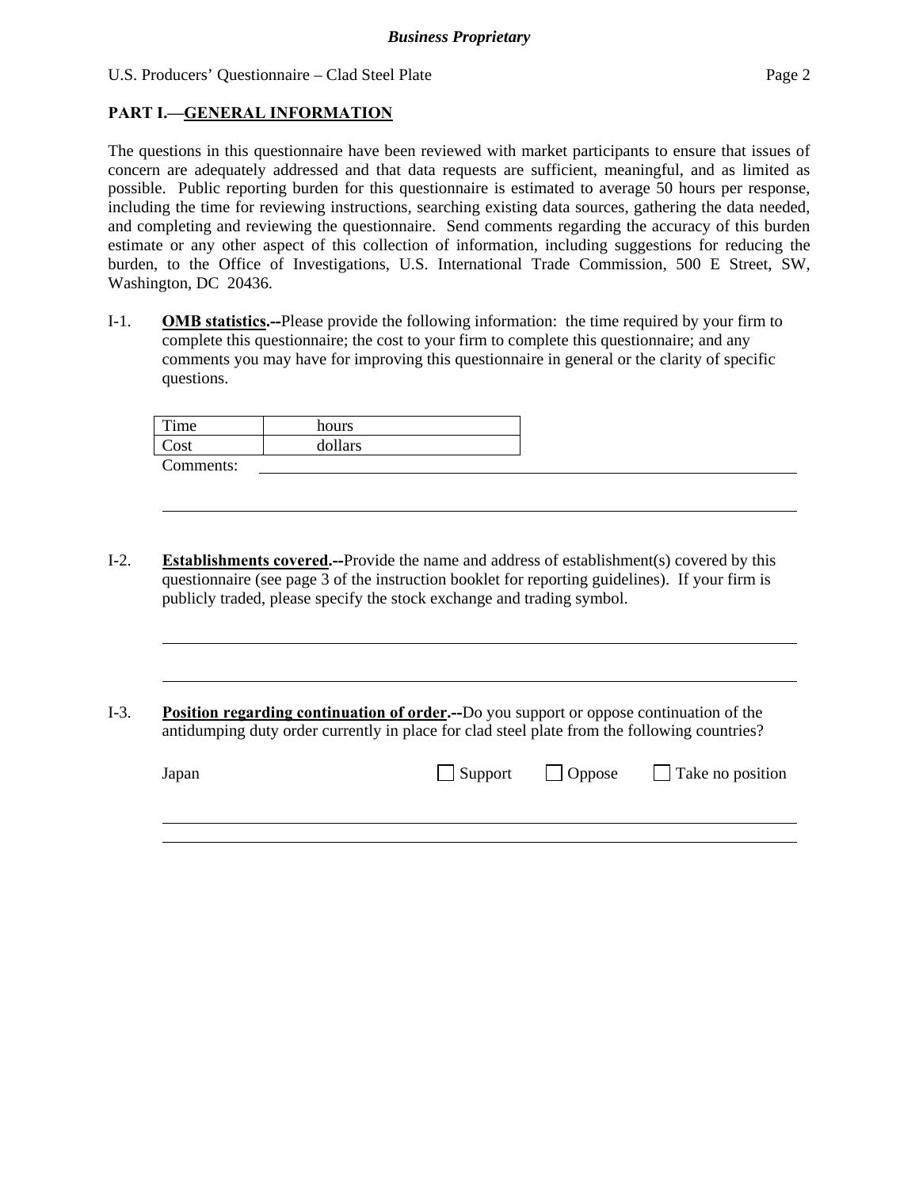## PART I.—GENERAL INFORMATION

The questions in this questionnaire have been reviewed with market participants to ensure that issues of concern are adequately addressed and that data requests are sufficient, meaningful, and as limited as possible. Public reporting burden for this questionnaire is estimated to average 50 hours per response, including the time for reviewing instructions, searching existing data sources, gathering the data needed, and completing and reviewing the questionnaire. Send comments regarding the accuracy of this burden estimate or any other aspect of this collection of information, including suggestions for reducing the burden, to the Office of Investigations, U.S. International Trade Commission, 500 E Street, SW, Washington, DC 20436.

I-1. **OMB statistics.--**Please provide the following information: the time required by your firm to complete this questionnaire; the cost to your firm to complete this questionnaire; and any comments you may have for improving this questionnaire in general or the clarity of specific questions.

| Time | hours |
|---|---|
| Cost | dollars |

Comments: ______________________________

______________________________

I-2. **Establishments covered.--**Provide the name and address of establishment(s) covered by this questionnaire (see page 3 of the instruction booklet for reporting guidelines). If your firm is publicly traded, please specify the stock exchange and trading symbol.

______________________________

______________________________

I-3. **Position regarding continuation of order.--**Do you support or oppose continuation of the antidumping duty order currently in place for clad steel plate from the following countries?

Japan ☐ Support ☐ Oppose ☐ Take no position

______________________________

______________________________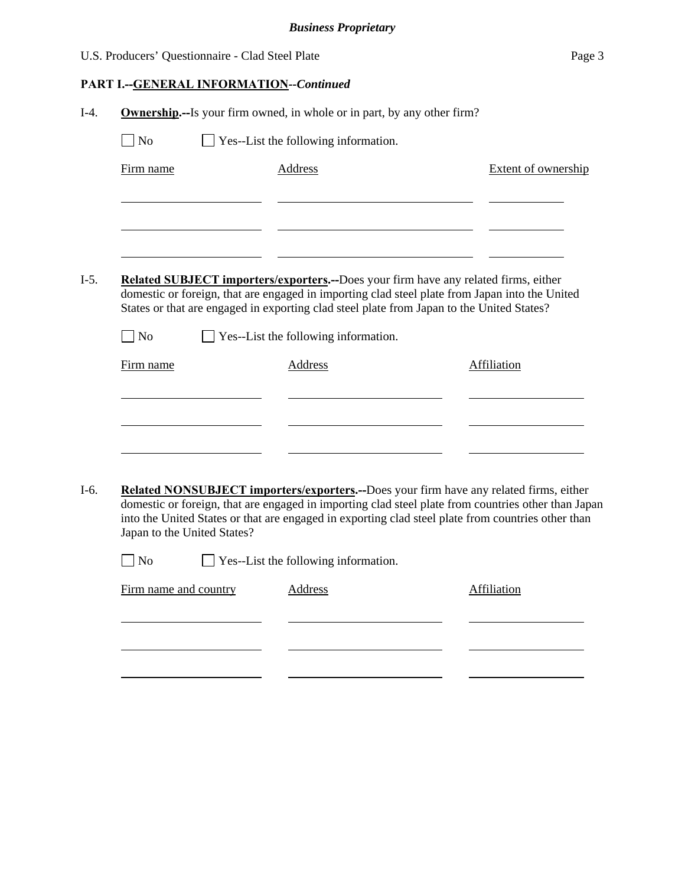## PART I.--GENERAL INFORMATION--*Continued*

I-4. **Ownership.--**Is your firm owned, in whole or in part, by any other firm?

☐ No ☐ Yes--List the following information.

| Firm name | Address | Extent of ownership |
|---|---|---|
| | | |
| | | |
| | | |

I-5. **Related SUBJECT importers/exporters.--**Does your firm have any related firms, either domestic or foreign, that are engaged in importing clad steel plate from Japan into the United States or that are engaged in exporting clad steel plate from Japan to the United States?

☐ No ☐ Yes--List the following information.

| Firm name | Address | Affiliation |
|---|---|---|
| | | |
| | | |
| | | |

I-6. **Related NONSUBJECT importers/exporters.--**Does your firm have any related firms, either domestic or foreign, that are engaged in importing clad steel plate from countries other than Japan into the United States or that are engaged in exporting clad steel plate from countries other than Japan to the United States?

☐ No ☐ Yes--List the following information.

| Firm name and country | Address | Affiliation |
|---|---|---|
| | | |
| | | |
| | | |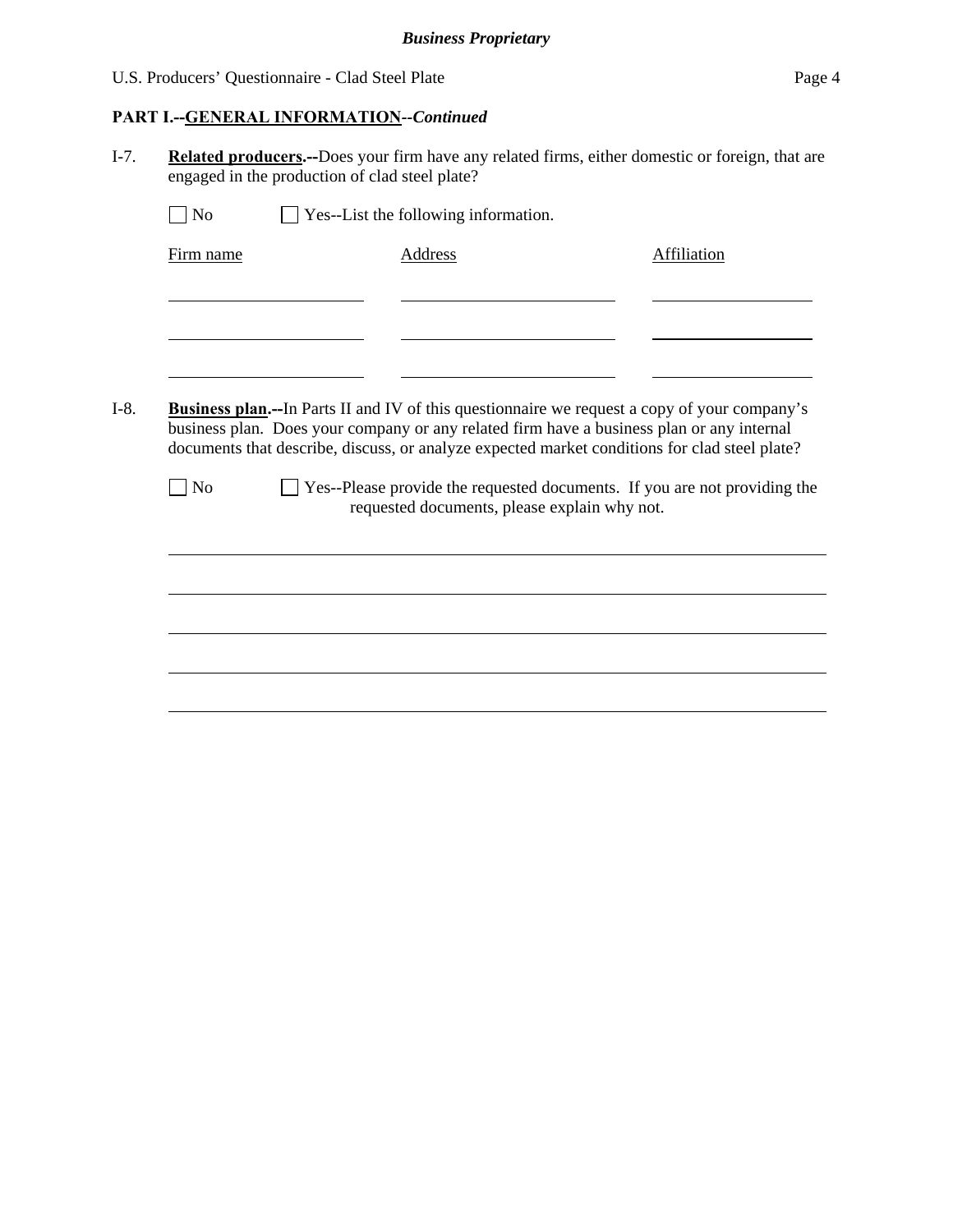**PART I.--GENERAL INFORMATION--*Continued***

I-7. **Related producers.--**Does your firm have any related firms, either domestic or foreign, that are engaged in the production of clad steel plate?

☐ No ☐ Yes--List the following information.

| Firm name | Address | Affiliation |
|---|---|---|
| | | |
| | | |
| | | |

I-8. **Business plan.--**In Parts II and IV of this questionnaire we request a copy of your company's business plan. Does your company or any related firm have a business plan or any internal documents that describe, discuss, or analyze expected market conditions for clad steel plate?

☐ No ☐ Yes--Please provide the requested documents. If you are not providing the requested documents, please explain why not.

______________________________________________________________________

______________________________________________________________________

______________________________________________________________________

______________________________________________________________________

______________________________________________________________________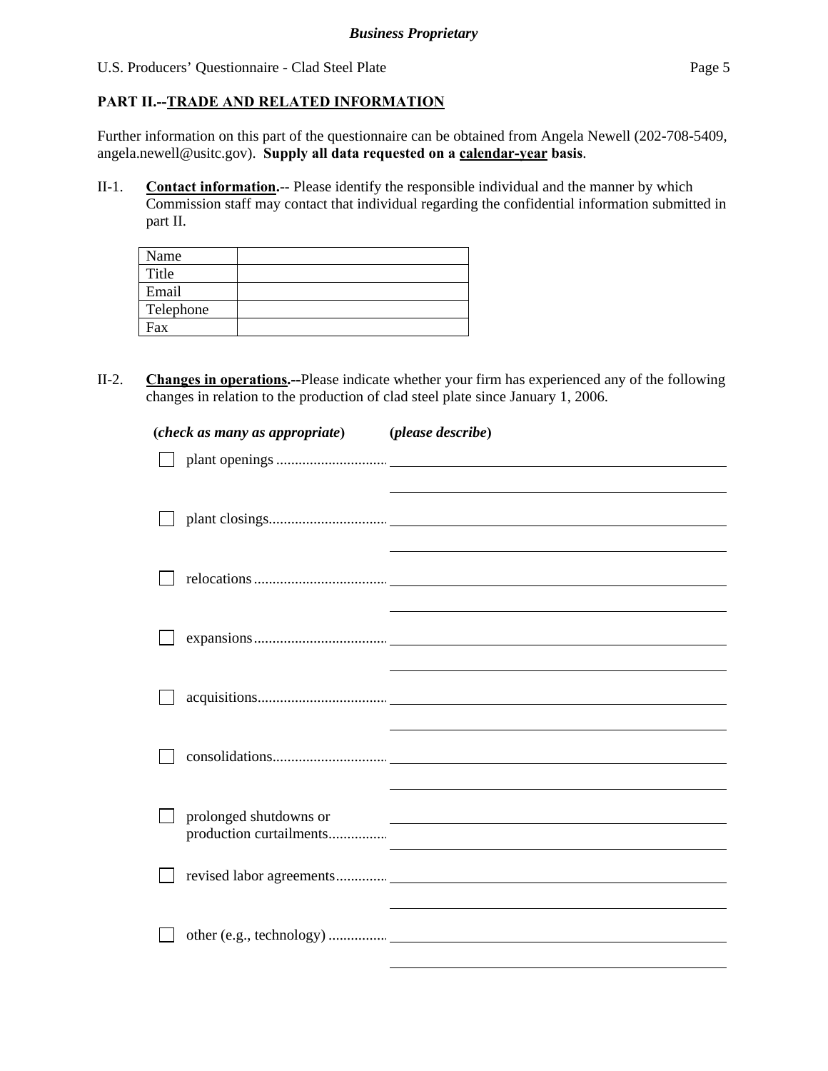**PART II.--TRADE AND RELATED INFORMATION**

Further information on this part of the questionnaire can be obtained from Angela Newell (202-708-5409, angela.newell@usitc.gov). **Supply all data requested on a calendar-year basis**.

II-1. **Contact information.**-- Please identify the responsible individual and the manner by which Commission staff may contact that individual regarding the confidential information submitted in part II.

| Name | |
|---|---|
| Title | |
| Email | |
| Telephone | |
| Fax | |

II-2. **Changes in operations.--**Please indicate whether your firm has experienced any of the following changes in relation to the production of clad steel plate since January 1, 2006.

(*check as many as appropriate*) (*please describe*)

- ☐ plant openings ............................ \_\_\_\_\_\_\_\_\_\_\_\_\_\_\_\_\_\_\_\_

- ☐ plant closings............................... \_\_\_\_\_\_\_\_\_\_\_\_\_\_\_\_\_\_\_\_

- ☐ relocations ................................... \_\_\_\_\_\_\_\_\_\_\_\_\_\_\_\_\_\_\_\_

- ☐ expansions ................................... \_\_\_\_\_\_\_\_\_\_\_\_\_\_\_\_\_\_\_\_

- ☐ acquisitions.................................. \_\_\_\_\_\_\_\_\_\_\_\_\_\_\_\_\_\_\_\_

- ☐ consolidations.............................. \_\_\_\_\_\_\_\_\_\_\_\_\_\_\_\_\_\_\_\_

- ☐ prolonged shutdowns or production curtailments................ \_\_\_\_\_\_\_\_\_\_\_\_\_\_\_\_\_\_\_\_

- ☐ revised labor agreements............. \_\_\_\_\_\_\_\_\_\_\_\_\_\_\_\_\_\_\_\_

- ☐ other (e.g., technology) ................ \_\_\_\_\_\_\_\_\_\_\_\_\_\_\_\_\_\_\_\_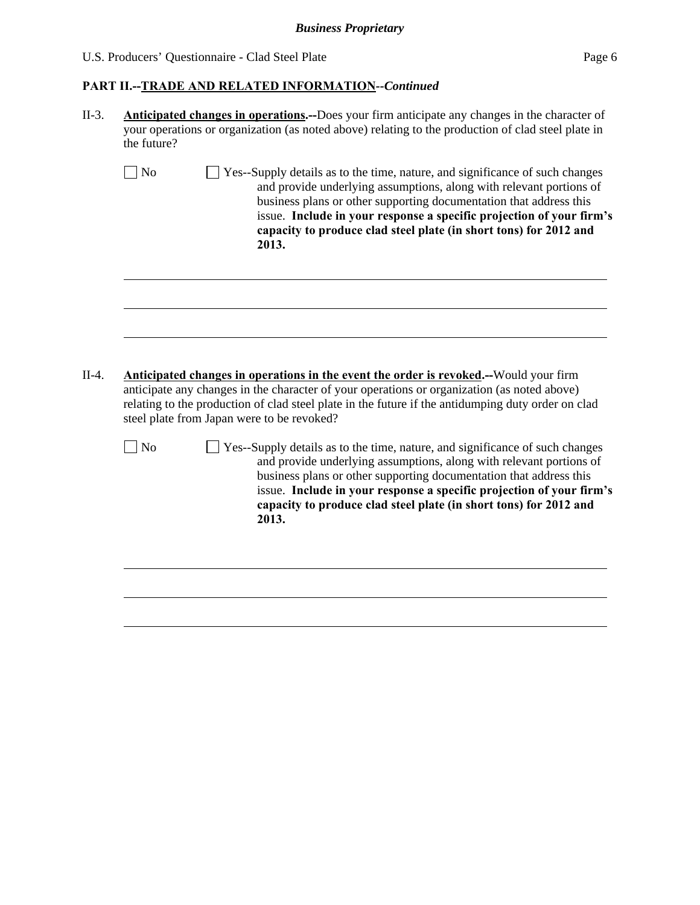## PART II.--TRADE AND RELATED INFORMATION--*Continued*

II-3. **Anticipated changes in operations.--**Does your firm anticipate any changes in the character of your operations or organization (as noted above) relating to the production of clad steel plate in the future?

☐ No ☐ Yes--Supply details as to the time, nature, and significance of such changes and provide underlying assumptions, along with relevant portions of business plans or other supporting documentation that address this issue. **Include in your response a specific projection of your firm's capacity to produce clad steel plate (in short tons) for 2012 and 2013.**

_______________________________________________________________________________

_______________________________________________________________________________

_______________________________________________________________________________

II-4. **Anticipated changes in operations in the event the order is revoked.--**Would your firm anticipate any changes in the character of your operations or organization (as noted above) relating to the production of clad steel plate in the future if the antidumping duty order on clad steel plate from Japan were to be revoked?

☐ No ☐ Yes--Supply details as to the time, nature, and significance of such changes and provide underlying assumptions, along with relevant portions of business plans or other supporting documentation that address this issue. **Include in your response a specific projection of your firm's capacity to produce clad steel plate (in short tons) for 2012 and 2013.**

_______________________________________________________________________________

_______________________________________________________________________________

_______________________________________________________________________________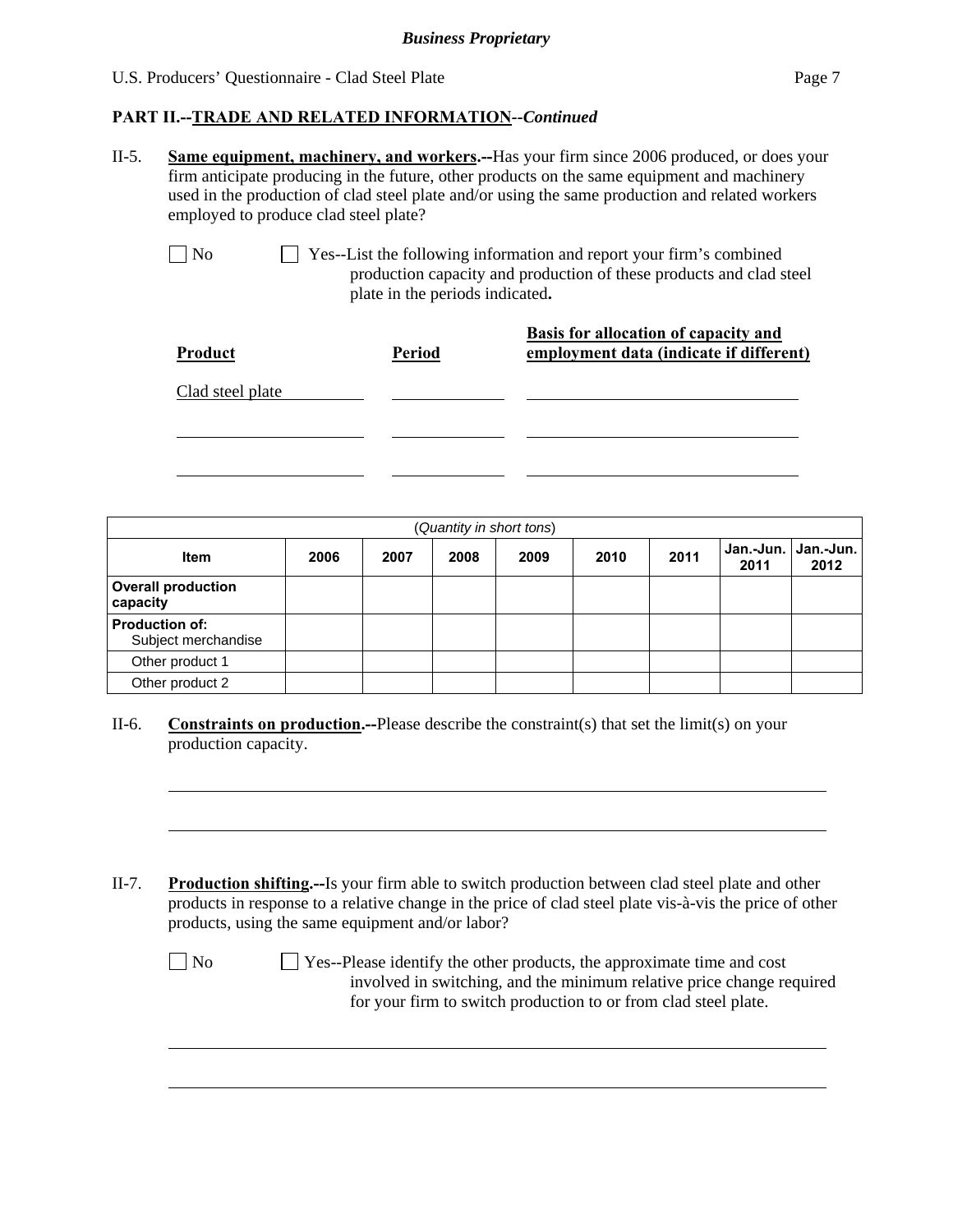## PART II.--TRADE AND RELATED INFORMATION--*Continued*

II-5. **Same equipment, machinery, and workers.--**Has your firm since 2006 produced, or does your firm anticipate producing in the future, other products on the same equipment and machinery used in the production of clad steel plate and/or using the same production and related workers employed to produce clad steel plate?

☐ No ☐ Yes--List the following information and report your firm's combined production capacity and production of these products and clad steel plate in the periods indicated**.**

| Product | Period | Basis for allocation of capacity and employment data (indicate if different) |
|---|---|---|
| Clad steel plate | | |
| | | |
| | | |

| (*Quantity in short tons*) | | | | | | | | |
|---|---|---|---|---|---|---|---|---|
| **Item** | **2006** | **2007** | **2008** | **2009** | **2010** | **2011** | **Jan.-Jun. 2011** | **Jan.-Jun. 2012** |
| **Overall production capacity** | | | | | | | | |
| **Production of:** Subject merchandise | | | | | | | | |
| Other product 1 | | | | | | | | |
| Other product 2 | | | | | | | | |

II-6. **Constraints on production.--**Please describe the constraint(s) that set the limit(s) on your production capacity.

______________________________________________________________________

______________________________________________________________________

II-7. **Production shifting.--**Is your firm able to switch production between clad steel plate and other products in response to a relative change in the price of clad steel plate vis-à-vis the price of other products, using the same equipment and/or labor?

☐ No ☐ Yes--Please identify the other products, the approximate time and cost involved in switching, and the minimum relative price change required for your firm to switch production to or from clad steel plate.

______________________________________________________________________

______________________________________________________________________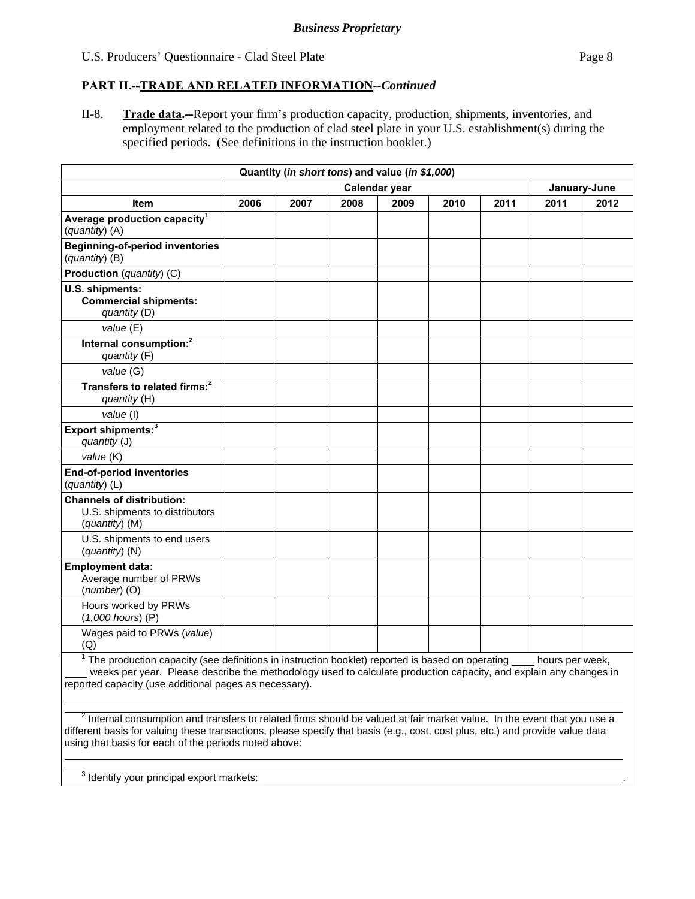## PART II.--TRADE AND RELATED INFORMATION--*Continued*

II-8. **Trade data.--**Report your firm's production capacity, production, shipments, inventories, and employment related to the production of clad steel plate in your U.S. establishment(s) during the specified periods. (See definitions in the instruction booklet.)

| Quantity (*in short tons*) and value (*in $1,000*) | | | | | | | | |
|---|---|---|---|---|---|---|---|---|
| | Calendar year | | | | | | January-June | |
| **Item** | **2006** | **2007** | **2008** | **2009** | **2010** | **2011** | **2011** | **2012** |
| **Average production capacity**[1] (*quantity*) (A) | | | | | | | | |
| **Beginning-of-period inventories** (*quantity*) (B) | | | | | | | | |
| **Production** (*quantity*) (C) | | | | | | | | |
| **U.S. shipments:** **Commercial shipments:** *quantity* (D) | | | | | | | | |
| *value* (E) | | | | | | | | |
| **Internal consumption:**[2] *quantity* (F) | | | | | | | | |
| *value* (G) | | | | | | | | |
| **Transfers to related firms:**[2] *quantity* (H) | | | | | | | | |
| *value* (I) | | | | | | | | |
| **Export shipments:**[3] *quantity* (J) | | | | | | | | |
| *value* (K) | | | | | | | | |
| **End-of-period inventories** (*quantity*) (L) | | | | | | | | |
| **Channels of distribution:** U.S. shipments to distributors (*quantity*) (M) | | | | | | | | |
| U.S. shipments to end users (*quantity*) (N) | | | | | | | | |
| **Employment data:** Average number of PRWs (*number*) (O) | | | | | | | | |
| Hours worked by PRWs (*1,000 hours*) (P) | | | | | | | | |
| Wages paid to PRWs (*value*) (Q) | | | | | | | | |

[1] The production capacity (see definitions in instruction booklet) reported is based on operating ____ hours per week, ____ weeks per year. Please describe the methodology used to calculate production capacity, and explain any changes in reported capacity (use additional pages as necessary).

[2] Internal consumption and transfers to related firms should be valued at fair market value. In the event that you use a different basis for valuing these transactions, please specify that basis (e.g., cost, cost plus, etc.) and provide value data using that basis for each of the periods noted above:

[3] Identify your principal export markets: ____________________.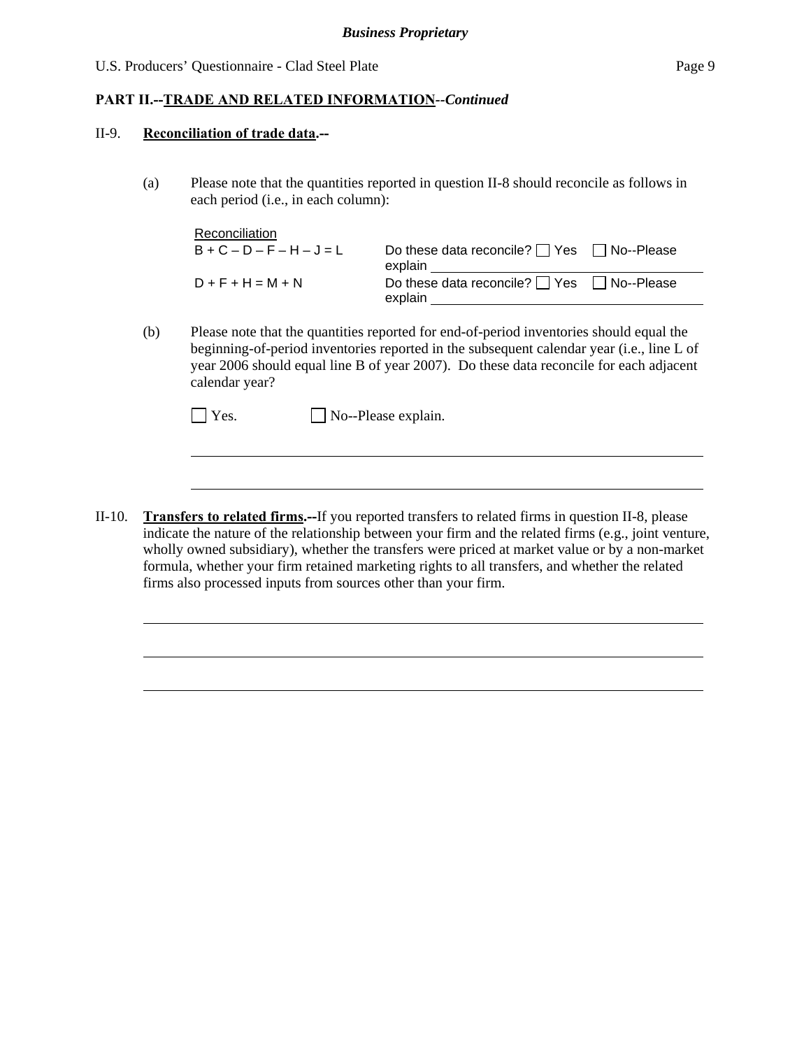**PART II.--TRADE AND RELATED INFORMATION--*Continued***

II-9. **Reconciliation of trade data.--**

(a) Please note that the quantities reported in question II-8 should reconcile as follows in each period (i.e., in each column):

| Reconciliation | |
|---|---|
| B + C – D – F – H – J = L | Do these data reconcile? ☐ Yes ☐ No--Please explain \_\_\_\_\_\_\_\_\_\_\_\_\_\_\_\_\_\_\_\_ |
| D + F + H = M + N | Do these data reconcile? ☐ Yes ☐ No--Please explain \_\_\_\_\_\_\_\_\_\_\_\_\_\_\_\_\_\_\_\_ |

(b) Please note that the quantities reported for end-of-period inventories should equal the beginning-of-period inventories reported in the subsequent calendar year (i.e., line L of year 2006 should equal line B of year 2007). Do these data reconcile for each adjacent calendar year?

☐ Yes. ☐ No--Please explain.

\_\_\_\_\_\_\_\_\_\_\_\_\_\_\_\_\_\_\_\_\_\_\_\_\_\_\_\_\_\_\_\_\_\_\_\_\_\_\_\_\_\_\_\_\_\_\_\_\_\_\_\_\_\_\_\_

\_\_\_\_\_\_\_\_\_\_\_\_\_\_\_\_\_\_\_\_\_\_\_\_\_\_\_\_\_\_\_\_\_\_\_\_\_\_\_\_\_\_\_\_\_\_\_\_\_\_\_\_\_\_\_\_

II-10. **Transfers to related firms.--**If you reported transfers to related firms in question II-8, please indicate the nature of the relationship between your firm and the related firms (e.g., joint venture, wholly owned subsidiary), whether the transfers were priced at market value or by a non-market formula, whether your firm retained marketing rights to all transfers, and whether the related firms also processed inputs from sources other than your firm.

\_\_\_\_\_\_\_\_\_\_\_\_\_\_\_\_\_\_\_\_\_\_\_\_\_\_\_\_\_\_\_\_\_\_\_\_\_\_\_\_\_\_\_\_\_\_\_\_\_\_\_\_\_\_\_\_

\_\_\_\_\_\_\_\_\_\_\_\_\_\_\_\_\_\_\_\_\_\_\_\_\_\_\_\_\_\_\_\_\_\_\_\_\_\_\_\_\_\_\_\_\_\_\_\_\_\_\_\_\_\_\_\_

\_\_\_\_\_\_\_\_\_\_\_\_\_\_\_\_\_\_\_\_\_\_\_\_\_\_\_\_\_\_\_\_\_\_\_\_\_\_\_\_\_\_\_\_\_\_\_\_\_\_\_\_\_\_\_\_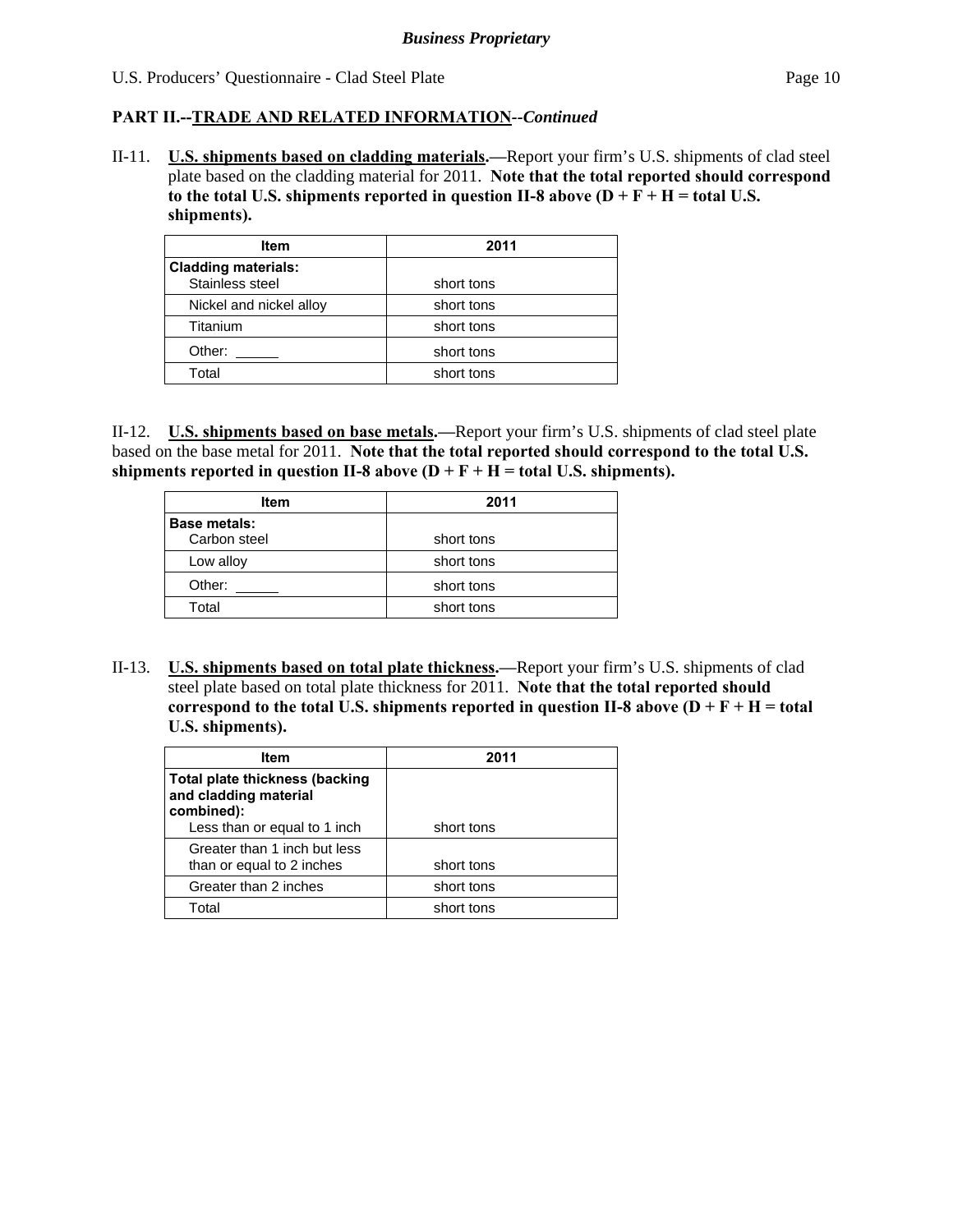**PART II.--TRADE AND RELATED INFORMATION--*Continued***

II-11. **U.S. shipments based on cladding materials.**—Report your firm's U.S. shipments of clad steel plate based on the cladding material for 2011. **Note that the total reported should correspond to the total U.S. shipments reported in question II-8 above (D + F + H = total U.S. shipments).**

| Item | 2011 |
|---|---|
| **Cladding materials:** Stainless steel | short tons |
| Nickel and nickel alloy | short tons |
| Titanium | short tons |
| Other: _____ | short tons |
| Total | short tons |

II-12. **U.S. shipments based on base metals.**—Report your firm's U.S. shipments of clad steel plate based on the base metal for 2011. **Note that the total reported should correspond to the total U.S. shipments reported in question II-8 above (D + F + H = total U.S. shipments).**

| Item | 2011 |
|---|---|
| **Base metals:** Carbon steel | short tons |
| Low alloy | short tons |
| Other: _____ | short tons |
| Total | short tons |

II-13. **U.S. shipments based on total plate thickness.**—Report your firm's U.S. shipments of clad steel plate based on total plate thickness for 2011. **Note that the total reported should correspond to the total U.S. shipments reported in question II-8 above (D + F + H = total U.S. shipments).**

| Item | 2011 |
|---|---|
| **Total plate thickness (backing and cladding material combined):** Less than or equal to 1 inch | short tons |
| Greater than 1 inch but less than or equal to 2 inches | short tons |
| Greater than 2 inches | short tons |
| Total | short tons |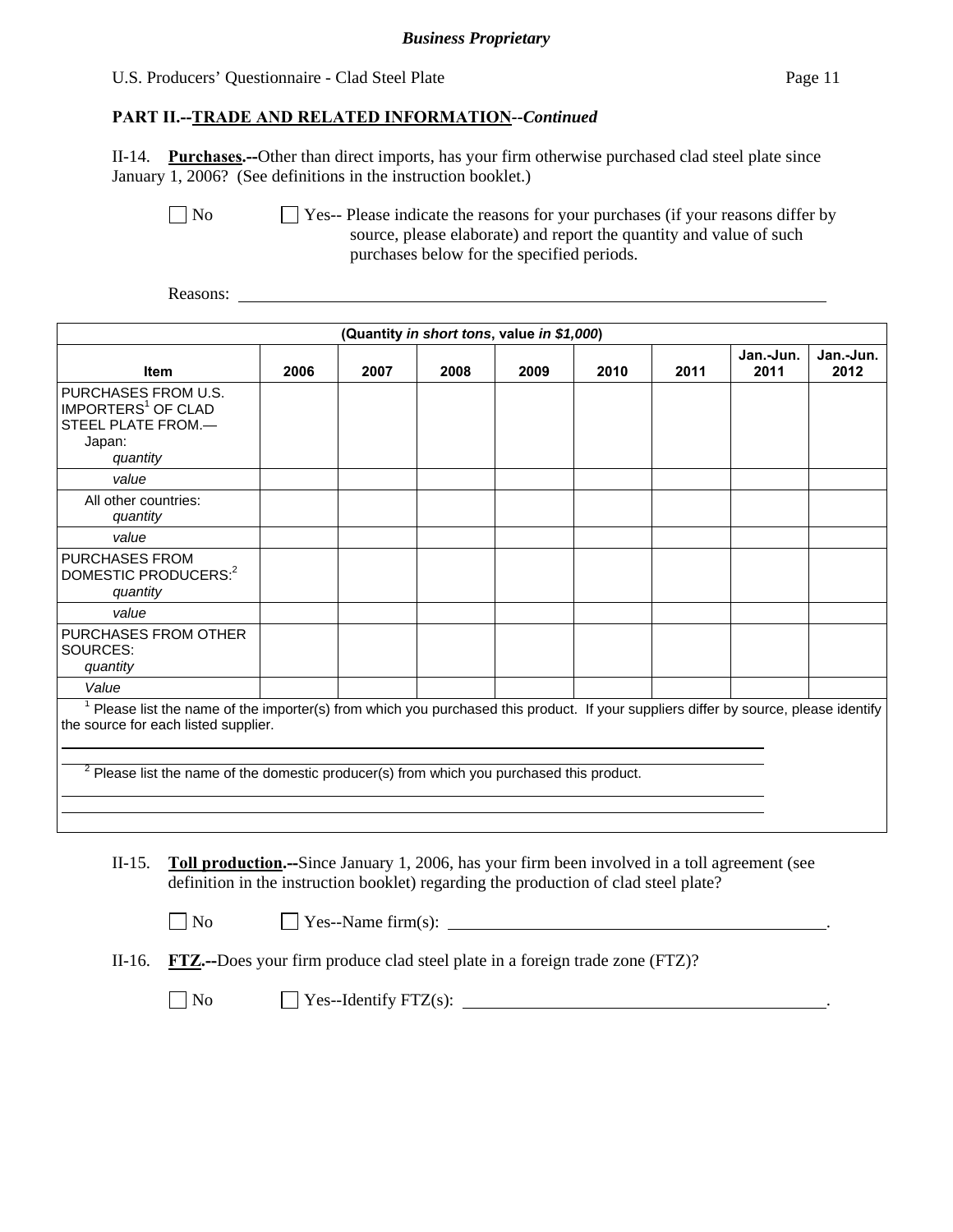*Business Proprietary*

## PART II.--TRADE AND RELATED INFORMATION--*Continued*

II-14. **Purchases.--**Other than direct imports, has your firm otherwise purchased clad steel plate since January 1, 2006? (See definitions in the instruction booklet.)

☐ No ☐ Yes-- Please indicate the reasons for your purchases (if your reasons differ by source, please elaborate) and report the quantity and value of such purchases below for the specified periods.

Reasons: ______________________________________________

| (Quantity *in short tons*, value *in $1,000*) | | | | | | | | |
|---|---|---|---|---|---|---|---|---|
| **Item** | **2006** | **2007** | **2008** | **2009** | **2010** | **2011** | **Jan.-Jun. 2011** | **Jan.-Jun. 2012** |
| PURCHASES FROM U.S. IMPORTERS[1] OF CLAD STEEL PLATE FROM.— Japan: *quantity* | | | | | | | | |
| *value* | | | | | | | | |
| All other countries: *quantity* | | | | | | | | |
| *value* | | | | | | | | |
| PURCHASES FROM DOMESTIC PRODUCERS:[2] *quantity* | | | | | | | | |
| *value* | | | | | | | | |
| PURCHASES FROM OTHER SOURCES: *quantity* | | | | | | | | |
| *Value* | | | | | | | | |

[1] Please list the name of the importer(s) from which you purchased this product. If your suppliers differ by source, please identify the source for each listed supplier.

______________________________________________

[2] Please list the name of the domestic producer(s) from which you purchased this product.

______________________________________________

II-15. **Toll production.--**Since January 1, 2006, has your firm been involved in a toll agreement (see definition in the instruction booklet) regarding the production of clad steel plate?

☐ No ☐ Yes--Name firm(s): ______________________________.

II-16. **FTZ.--**Does your firm produce clad steel plate in a foreign trade zone (FTZ)?

☐ No ☐ Yes--Identify FTZ(s): ______________________________.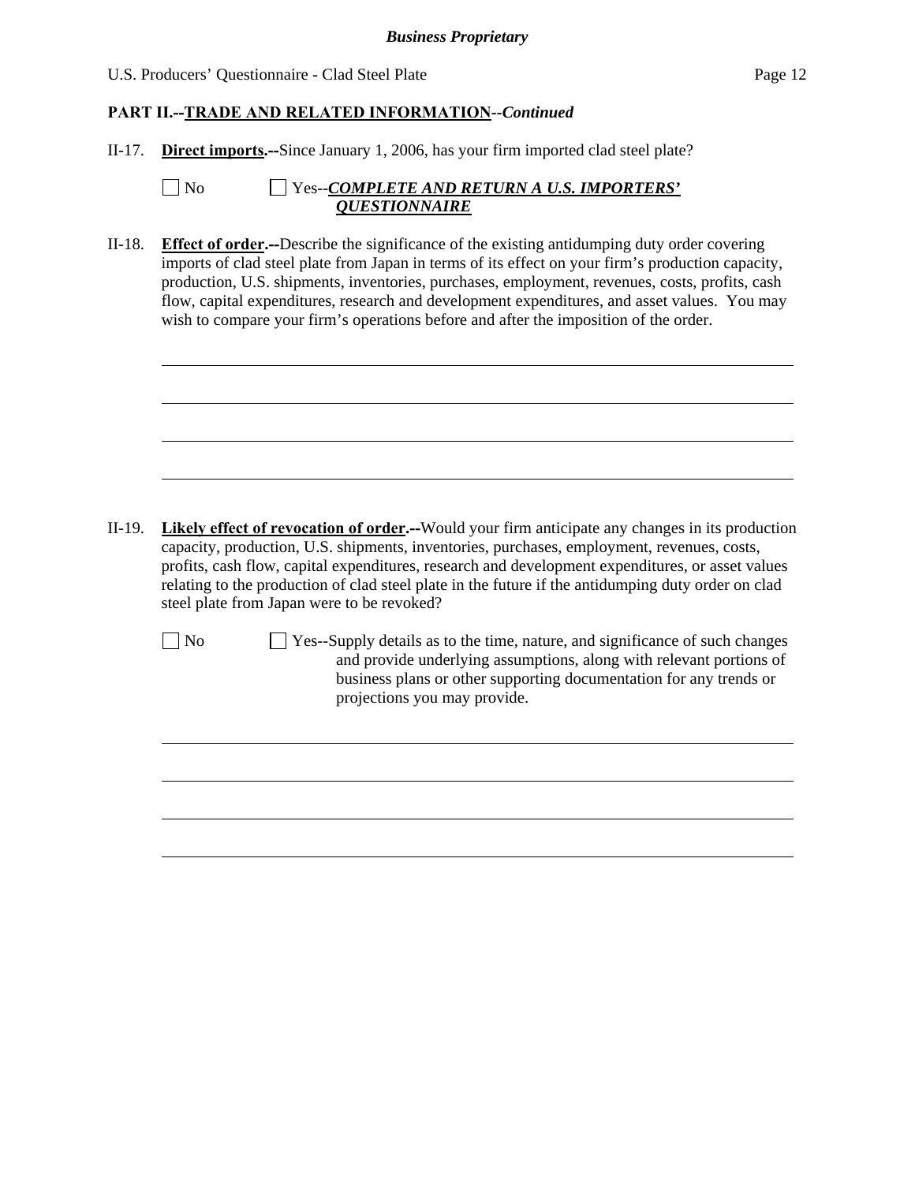## PART II.--TRADE AND RELATED INFORMATION--*Continued*

II-17. **Direct imports.--**Since January 1, 2006, has your firm imported clad steel plate?

☐ No ☐ Yes--***COMPLETE AND RETURN A U.S. IMPORTERS' QUESTIONNAIRE***

II-18. **Effect of order.--**Describe the significance of the existing antidumping duty order covering imports of clad steel plate from Japan in terms of its effect on your firm's production capacity, production, U.S. shipments, inventories, purchases, employment, revenues, costs, profits, cash flow, capital expenditures, research and development expenditures, and asset values. You may wish to compare your firm's operations before and after the imposition of the order.

II-19. **Likely effect of revocation of order.--**Would your firm anticipate any changes in its production capacity, production, U.S. shipments, inventories, purchases, employment, revenues, costs, profits, cash flow, capital expenditures, research and development expenditures, or asset values relating to the production of clad steel plate in the future if the antidumping duty order on clad steel plate from Japan were to be revoked?

☐ No ☐ Yes--Supply details as to the time, nature, and significance of such changes and provide underlying assumptions, along with relevant portions of business plans or other supporting documentation for any trends or projections you may provide.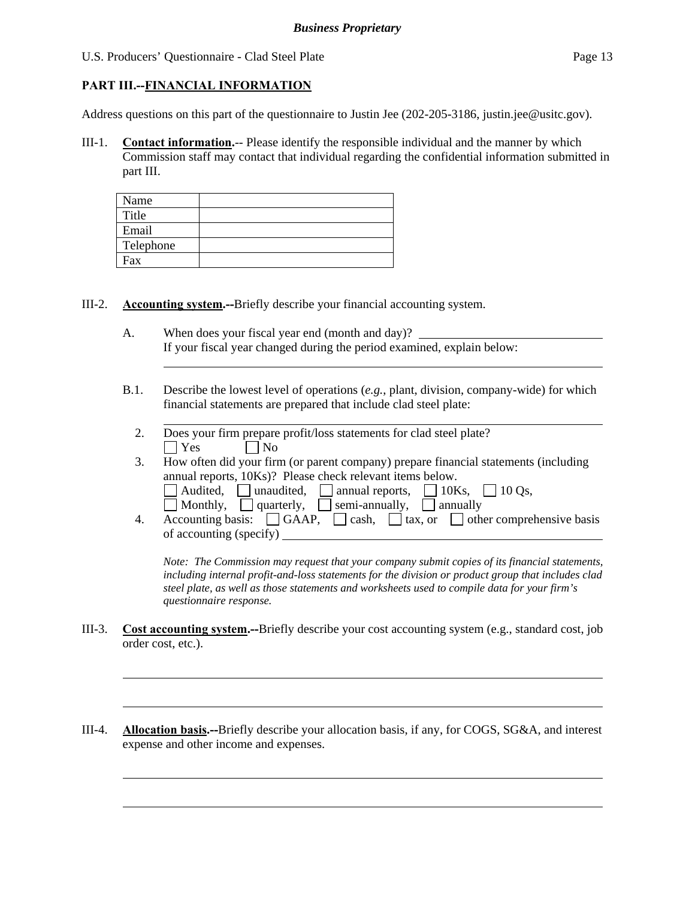## PART III.--FINANCIAL INFORMATION

Address questions on this part of the questionnaire to Justin Jee (202-205-3186, justin.jee@usitc.gov).

III-1. **Contact information.**-- Please identify the responsible individual and the manner by which Commission staff may contact that individual regarding the confidential information submitted in part III.

| Name | |
|---|---|
| Title | |
| Email | |
| Telephone | |
| Fax | |

III-2. **Accounting system.--**Briefly describe your financial accounting system.

A. When does your fiscal year end (month and day)? ______________________
If your fiscal year changed during the period examined, explain below:

______________________________________________________________________

B.1. Describe the lowest level of operations (*e.g.*, plant, division, company-wide) for which financial statements are prepared that include clad steel plate:

______________________________________________________________________

2. Does your firm prepare profit/loss statements for clad steel plate?
☐ Yes ☐ No

3. How often did your firm (or parent company) prepare financial statements (including annual reports, 10Ks)? Please check relevant items below.
☐ Audited, ☐ unaudited, ☐ annual reports, ☐ 10Ks, ☐ 10 Qs,
☐ Monthly, ☐ quarterly, ☐ semi-annually, ☐ annually

4. Accounting basis: ☐ GAAP, ☐ cash, ☐ tax, or ☐ other comprehensive basis of accounting (specify) ______________________

*Note: The Commission may request that your company submit copies of its financial statements, including internal profit-and-loss statements for the division or product group that includes clad steel plate, as well as those statements and worksheets used to compile data for your firm's questionnaire response.*

III-3. **Cost accounting system.--**Briefly describe your cost accounting system (e.g., standard cost, job order cost, etc.).

______________________________________________________________________

______________________________________________________________________

III-4. **Allocation basis.--**Briefly describe your allocation basis, if any, for COGS, SG&A, and interest expense and other income and expenses.

______________________________________________________________________

______________________________________________________________________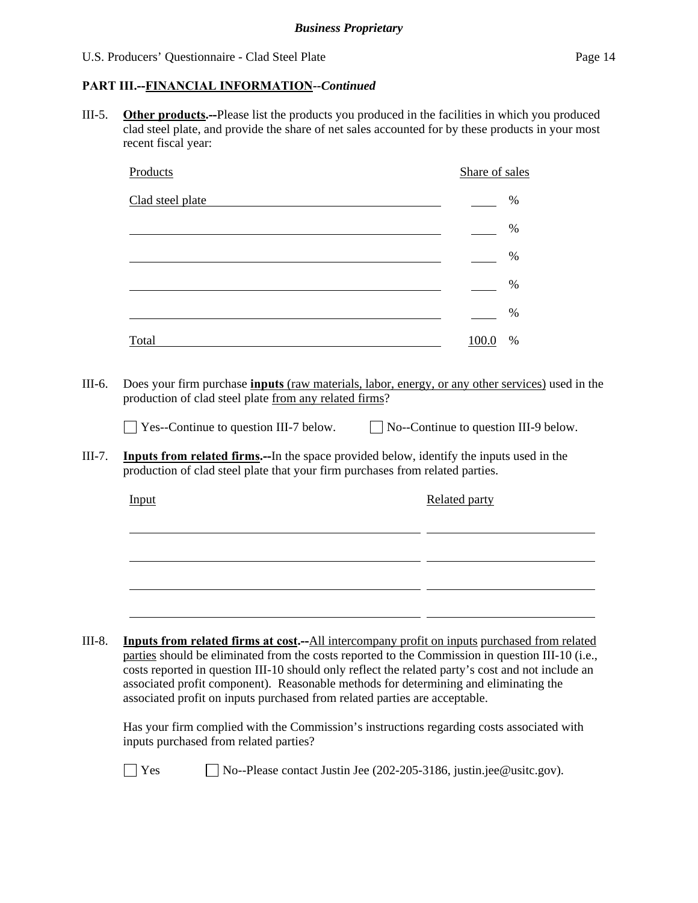## PART III.--FINANCIAL INFORMATION--*Continued*

III-5. **Other products.--**Please list the products you produced in the facilities in which you produced clad steel plate, and provide the share of net sales accounted for by these products in your most recent fiscal year:

| Products | Share of sales |
|---|---|
| Clad steel plate | ____ % |
| | ____ % |
| | ____ % |
| | ____ % |
| | ____ % |
| Total | 100.0 % |

III-6. Does your firm purchase **inputs** (raw materials, labor, energy, or any other services) used in the production of clad steel plate from any related firms?

☐ Yes--Continue to question III-7 below. ☐ No--Continue to question III-9 below.

III-7. **Inputs from related firms.--**In the space provided below, identify the inputs used in the production of clad steel plate that your firm purchases from related parties.

| Input | Related party |
|---|---|
| | |
| | |
| | |
| | |

III-8. **Inputs from related firms at cost.--**All intercompany profit on inputs purchased from related parties should be eliminated from the costs reported to the Commission in question III-10 (i.e., costs reported in question III-10 should only reflect the related party's cost and not include an associated profit component). Reasonable methods for determining and eliminating the associated profit on inputs purchased from related parties are acceptable.

Has your firm complied with the Commission's instructions regarding costs associated with inputs purchased from related parties?

☐ Yes ☐ No--Please contact Justin Jee (202-205-3186, justin.jee@usitc.gov).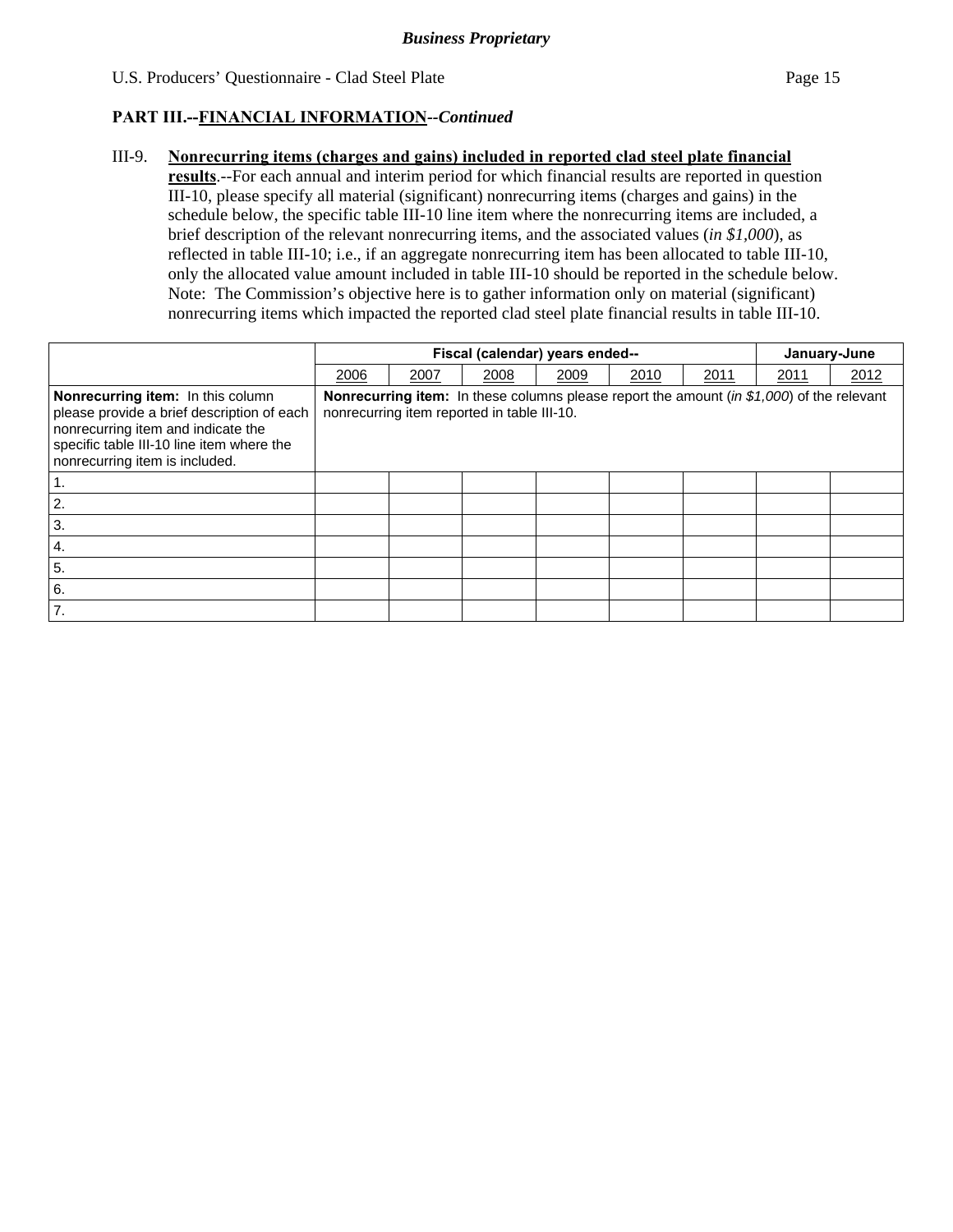**PART III.--FINANCIAL INFORMATION--*Continued***

III-9. **Nonrecurring items (charges and gains) included in reported clad steel plate financial results**.--For each annual and interim period for which financial results are reported in question III-10, please specify all material (significant) nonrecurring items (charges and gains) in the schedule below, the specific table III-10 line item where the nonrecurring items are included, a brief description of the relevant nonrecurring items, and the associated values (*in $1,000*), as reflected in table III-10; i.e., if an aggregate nonrecurring item has been allocated to table III-10, only the allocated value amount included in table III-10 should be reported in the schedule below. Note: The Commission's objective here is to gather information only on material (significant) nonrecurring items which impacted the reported clad steel plate financial results in table III-10.

| | Fiscal (calendar) years ended-- | | | | | | January-June | |
|---|---|---|---|---|---|---|---|---|
| | 2006 | 2007 | 2008 | 2009 | 2010 | 2011 | 2011 | 2012 |
| **Nonrecurring item:** In this column please provide a brief description of each nonrecurring item and indicate the specific table III-10 line item where the nonrecurring item is included. | **Nonrecurring item:** In these columns please report the amount (*in $1,000*) of the relevant nonrecurring item reported in table III-10. | | | | | | | |
| 1. | | | | | | | | |
| 2. | | | | | | | | |
| 3. | | | | | | | | |
| 4. | | | | | | | | |
| 5. | | | | | | | | |
| 6. | | | | | | | | |
| 7. | | | | | | | | |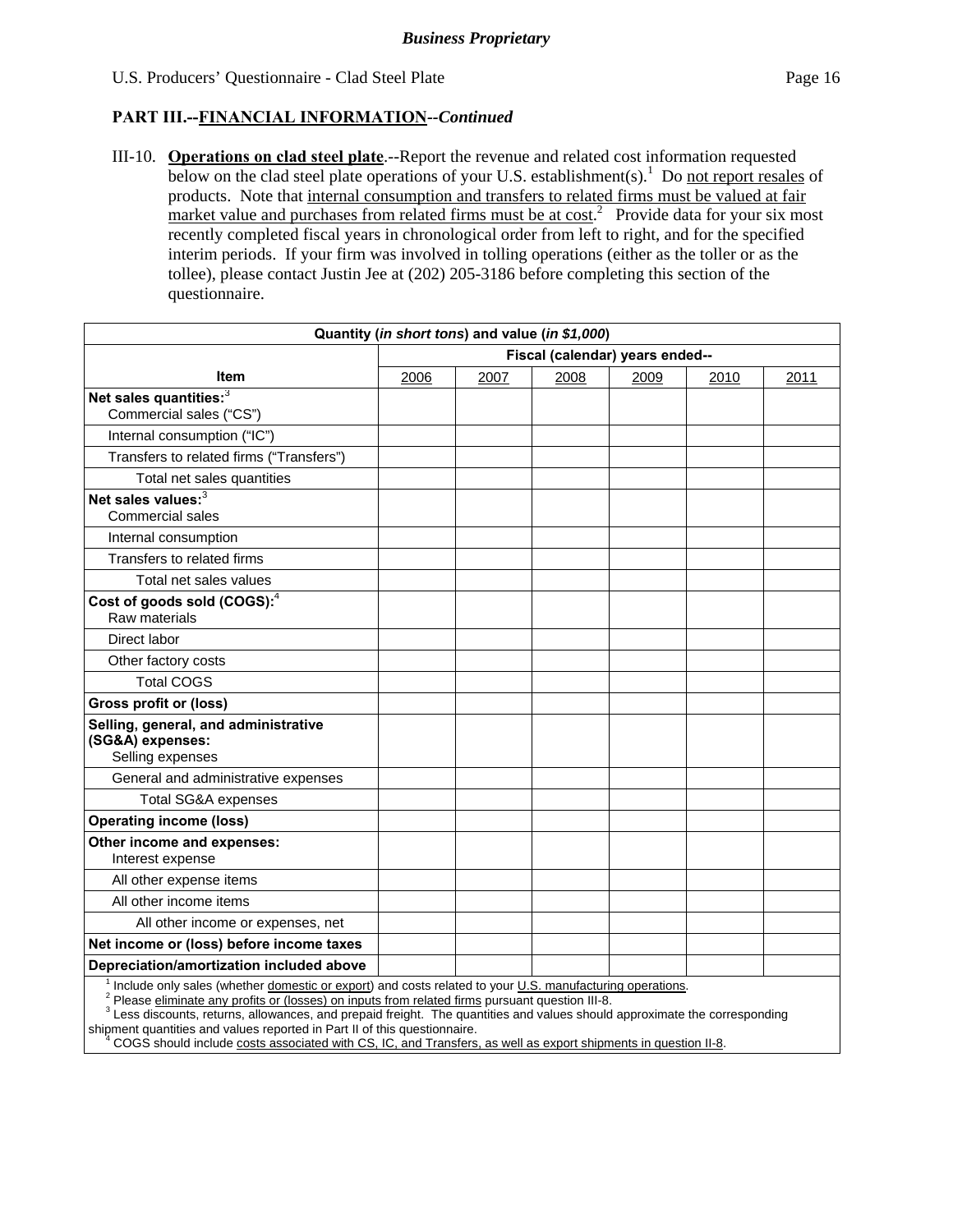**Business Proprietary**

## PART III.--FINANCIAL INFORMATION--*Continued*

III-10. **Operations on clad steel plate**.--Report the revenue and related cost information requested below on the clad steel plate operations of your U.S. establishment(s).[1] Do not report resales of products. Note that internal consumption and transfers to related firms must be valued at fair market value and purchases from related firms must be at cost.[2] Provide data for your six most recently completed fiscal years in chronological order from left to right, and for the specified interim periods. If your firm was involved in tolling operations (either as the toller or as the tollee), please contact Justin Jee at (202) 205-3186 before completing this section of the questionnaire.

| Quantity (*in short tons*) and value (*in $1,000*) | | | | | | |
|---|---|---|---|---|---|---|
| | Fiscal (calendar) years ended-- | | | | | |
| **Item** | 2006 | 2007 | 2008 | 2009 | 2010 | 2011 |
| **Net sales quantities:**[3] Commercial sales ("CS") | | | | | | |
| Internal consumption ("IC") | | | | | | |
| Transfers to related firms ("Transfers") | | | | | | |
| Total net sales quantities | | | | | | |
| **Net sales values:**[3] Commercial sales | | | | | | |
| Internal consumption | | | | | | |
| Transfers to related firms | | | | | | |
| Total net sales values | | | | | | |
| **Cost of goods sold (COGS):**[4] Raw materials | | | | | | |
| Direct labor | | | | | | |
| Other factory costs | | | | | | |
| Total COGS | | | | | | |
| **Gross profit or (loss)** | | | | | | |
| **Selling, general, and administrative (SG&A) expenses:** Selling expenses | | | | | | |
| General and administrative expenses | | | | | | |
| Total SG&A expenses | | | | | | |
| **Operating income (loss)** | | | | | | |
| **Other income and expenses:** Interest expense | | | | | | |
| All other expense items | | | | | | |
| All other income items | | | | | | |
| All other income or expenses, net | | | | | | |
| **Net income or (loss) before income taxes** | | | | | | |
| **Depreciation/amortization included above** | | | | | | |

[1] Include only sales (whether domestic or export) and costs related to your U.S. manufacturing operations.
[2] Please eliminate any profits or (losses) on inputs from related firms pursuant question III-8.
[3] Less discounts, returns, allowances, and prepaid freight. The quantities and values should approximate the corresponding shipment quantities and values reported in Part II of this questionnaire.
[4] COGS should include costs associated with CS, IC, and Transfers, as well as export shipments in question II-8.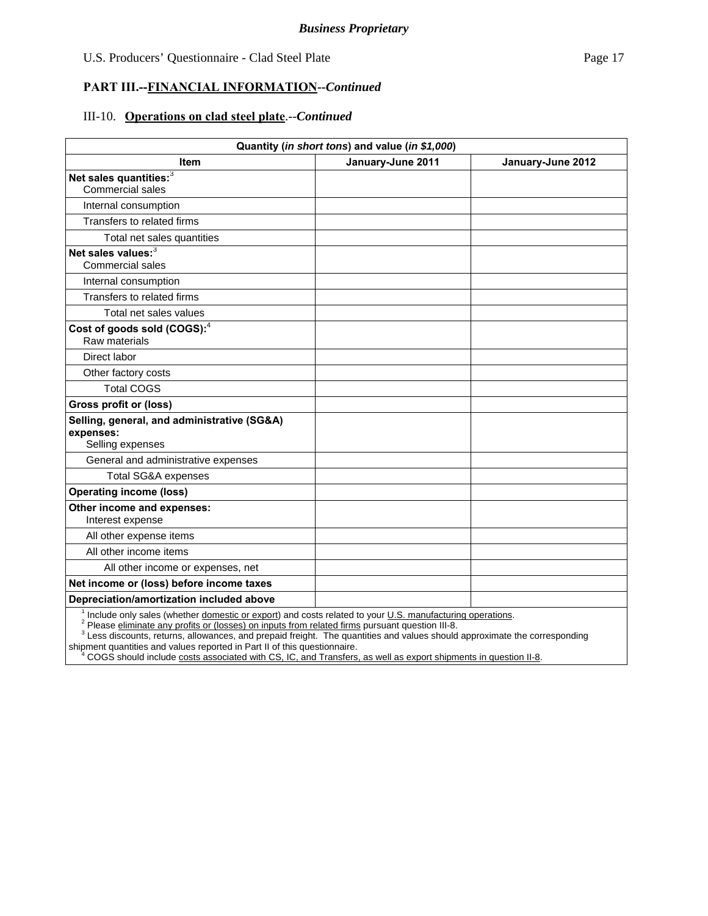*Business Proprietary*

U.S. Producers' Questionnaire - Clad Steel Plate

**PART III.--FINANCIAL INFORMATION--*Continued***

III-10. **Operations on clad steel plate**.--*Continued*

| Quantity (*in short tons*) and value (*in $1,000*) | | |
|---|---|---|
| **Item** | **January-June 2011** | **January-June 2012** |
| **Net sales quantities:**[3] Commercial sales | | |
| Internal consumption | | |
| Transfers to related firms | | |
| Total net sales quantities | | |
| **Net sales values:**[3] Commercial sales | | |
| Internal consumption | | |
| Transfers to related firms | | |
| Total net sales values | | |
| **Cost of goods sold (COGS):**[4] Raw materials | | |
| Direct labor | | |
| Other factory costs | | |
| Total COGS | | |
| **Gross profit or (loss)** | | |
| **Selling, general, and administrative (SG&A) expenses:** Selling expenses | | |
| General and administrative expenses | | |
| Total SG&A expenses | | |
| **Operating income (loss)** | | |
| **Other income and expenses:** Interest expense | | |
| All other expense items | | |
| All other income items | | |
| All other income or expenses, net | | |
| **Net income or (loss) before income taxes** | | |
| **Depreciation/amortization included above** | | |

[1] Include only sales (whether domestic or export) and costs related to your U.S. manufacturing operations.
[2] Please eliminate any profits or (losses) on inputs from related firms pursuant question III-8.
[3] Less discounts, returns, allowances, and prepaid freight. The quantities and values should approximate the corresponding shipment quantities and values reported in Part II of this questionnaire.
[4] COGS should include costs associated with CS, IC, and Transfers, as well as export shipments in question II-8.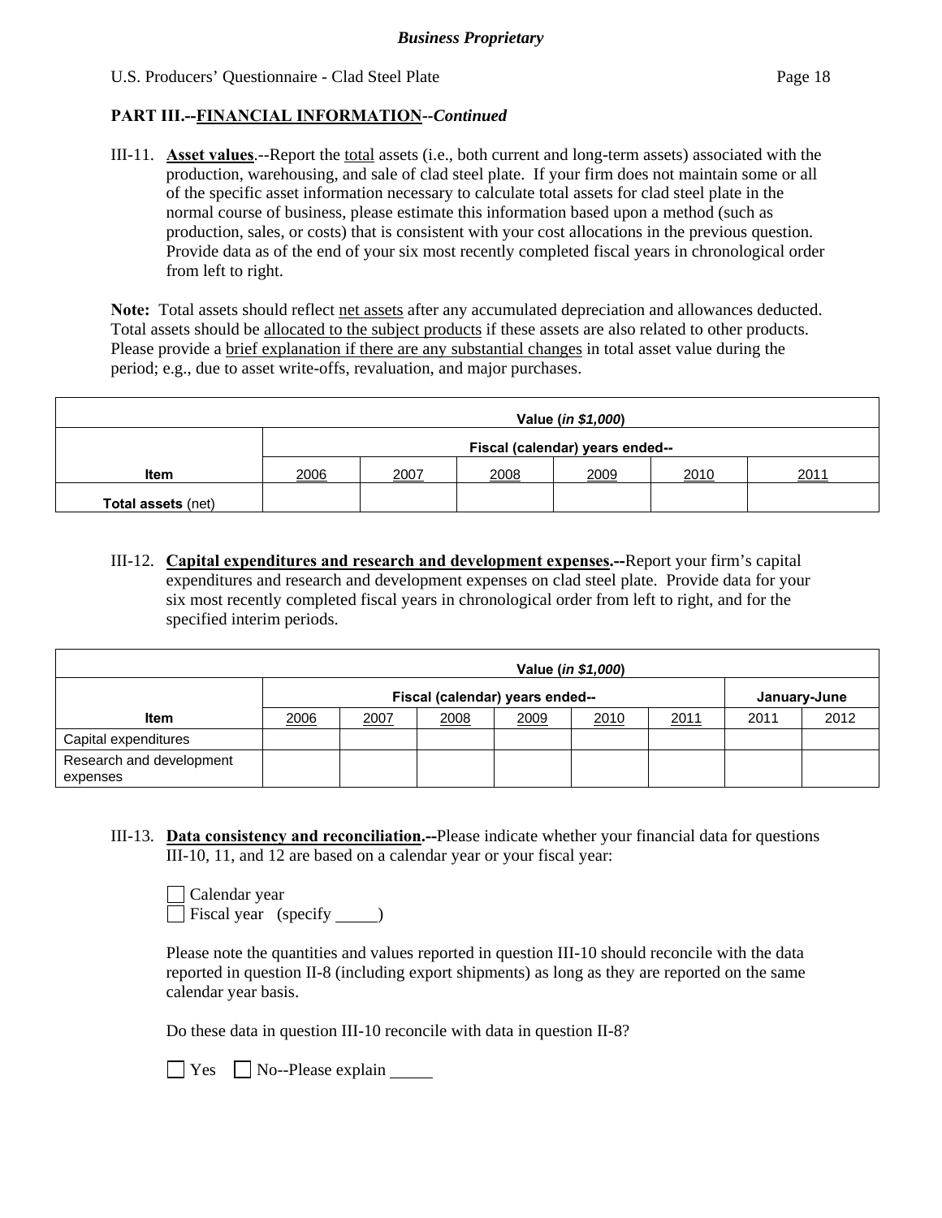**PART III.--FINANCIAL INFORMATION--*Continued***

III-11. **Asset values**.--Report the total assets (i.e., both current and long-term assets) associated with the production, warehousing, and sale of clad steel plate. If your firm does not maintain some or all of the specific asset information necessary to calculate total assets for clad steel plate in the normal course of business, please estimate this information based upon a method (such as production, sales, or costs) that is consistent with your cost allocations in the previous question. Provide data as of the end of your six most recently completed fiscal years in chronological order from left to right.

**Note:** Total assets should reflect net assets after any accumulated depreciation and allowances deducted. Total assets should be allocated to the subject products if these assets are also related to other products. Please provide a brief explanation if there are any substantial changes in total asset value during the period; e.g., due to asset write-offs, revaluation, and major purchases.

| | Value (*in $1,000*) | | | | | |
|---|---|---|---|---|---|---|
| | Fiscal (calendar) years ended-- | | | | | |
| **Item** | 2006 | 2007 | 2008 | 2009 | 2010 | 2011 |
| **Total assets** (net) | | | | | | |

III-12. **Capital expenditures and research and development expenses.--**Report your firm's capital expenditures and research and development expenses on clad steel plate. Provide data for your six most recently completed fiscal years in chronological order from left to right, and for the specified interim periods.

| | Value (*in $1,000*) | | | | | | | |
|---|---|---|---|---|---|---|---|---|
| | Fiscal (calendar) years ended-- | | | | | | January-June | |
| **Item** | 2006 | 2007 | 2008 | 2009 | 2010 | 2011 | 2011 | 2012 |
| Capital expenditures | | | | | | | | |
| Research and development expenses | | | | | | | | |

III-13. **Data consistency and reconciliation.--**Please indicate whether your financial data for questions III-10, 11, and 12 are based on a calendar year or your fiscal year:

☐ Calendar year
☐ Fiscal year (specify _____)

Please note the quantities and values reported in question III-10 should reconcile with the data reported in question II-8 (including export shipments) as long as they are reported on the same calendar year basis.

Do these data in question III-10 reconcile with data in question II-8?

☐ Yes ☐ No--Please explain _____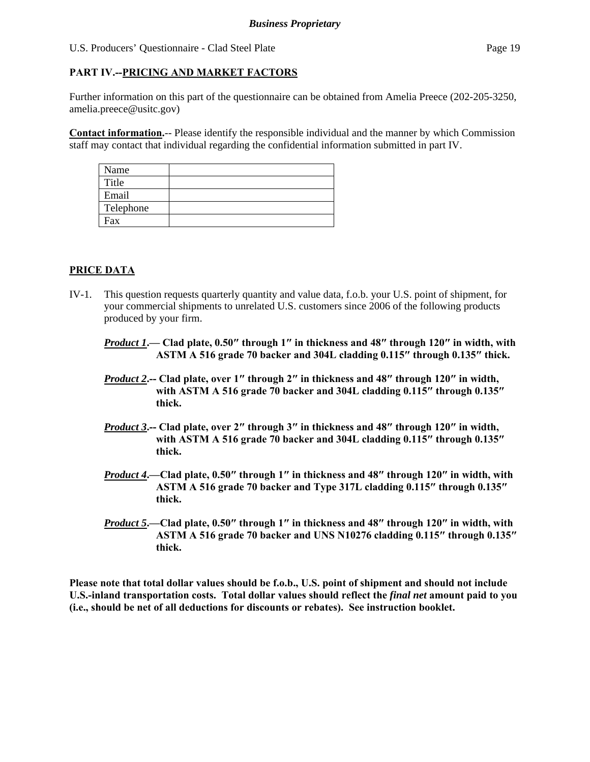## PART IV.--PRICING AND MARKET FACTORS

Further information on this part of the questionnaire can be obtained from Amelia Preece (202-205-3250, amelia.preece@usitc.gov)

**Contact information**.-- Please identify the responsible individual and the manner by which Commission staff may contact that individual regarding the confidential information submitted in part IV.

| Name | |
|---|---|
| Title | |
| Email | |
| Telephone | |
| Fax | |

### PRICE DATA

IV-1. This question requests quarterly quantity and value data, f.o.b. your U.S. point of shipment, for your commercial shipments to unrelated U.S. customers since 2006 of the following products produced by your firm.

***Product 1*****.— Clad plate, 0.50″ through 1″ in thickness and 48″ through 120″ in width, with ASTM A 516 grade 70 backer and 304L cladding 0.115″ through 0.135″ thick.**

***Product 2*****.-- Clad plate, over 1″ through 2″ in thickness and 48″ through 120″ in width, with ASTM A 516 grade 70 backer and 304L cladding 0.115″ through 0.135″ thick.**

***Product 3*****.-- Clad plate, over 2″ through 3″ in thickness and 48″ through 120″ in width, with ASTM A 516 grade 70 backer and 304L cladding 0.115″ through 0.135″ thick.**

***Product 4*****.—Clad plate, 0.50″ through 1″ in thickness and 48″ through 120″ in width, with ASTM A 516 grade 70 backer and Type 317L cladding 0.115″ through 0.135″ thick.**

***Product 5*****.—Clad plate, 0.50″ through 1″ in thickness and 48″ through 120″ in width, with ASTM A 516 grade 70 backer and UNS N10276 cladding 0.115″ through 0.135″ thick.**

**Please note that total dollar values should be f.o.b., U.S. point of shipment and should not include U.S.-inland transportation costs. Total dollar values should reflect the *final net* amount paid to you (i.e., should be net of all deductions for discounts or rebates). See instruction booklet.**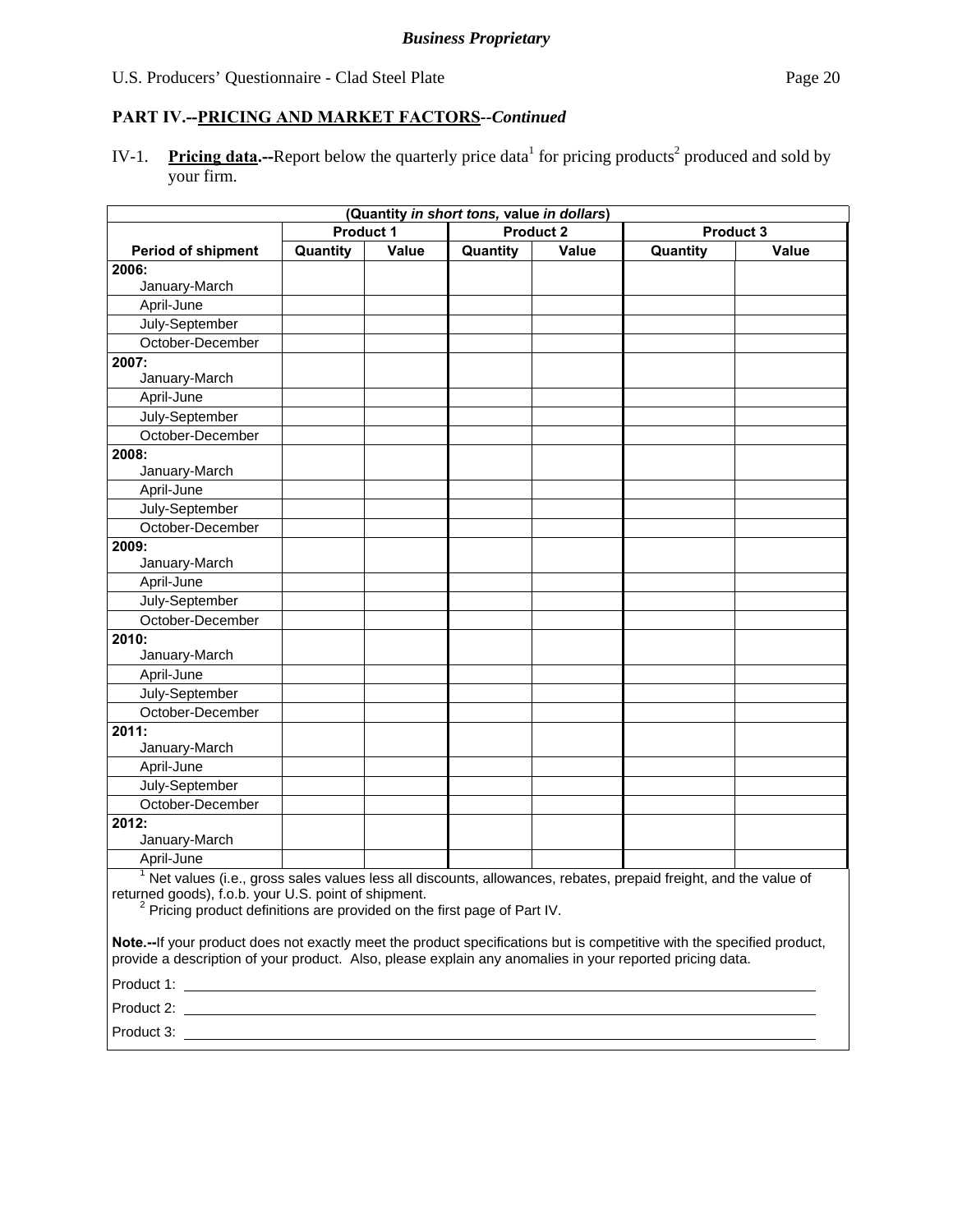## PART IV.--PRICING AND MARKET FACTORS--*Continued*

IV-1. **Pricing data.--**Report below the quarterly price data[1] for pricing products[2] produced and sold by your firm.

| (Quantity *in short tons,* value *in dollars*) | | | | | | |
|---|---|---|---|---|---|---|
| | Product 1 | | Product 2 | | Product 3 | |
| **Period of shipment** | **Quantity** | **Value** | **Quantity** | **Value** | **Quantity** | **Value** |
| **2006:** January-March | | | | | | |
| April-June | | | | | | |
| July-September | | | | | | |
| October-December | | | | | | |
| **2007:** January-March | | | | | | |
| April-June | | | | | | |
| July-September | | | | | | |
| October-December | | | | | | |
| **2008:** January-March | | | | | | |
| April-June | | | | | | |
| July-September | | | | | | |
| October-December | | | | | | |
| **2009:** January-March | | | | | | |
| April-June | | | | | | |
| July-September | | | | | | |
| October-December | | | | | | |
| **2010:** January-March | | | | | | |
| April-June | | | | | | |
| July-September | | | | | | |
| October-December | | | | | | |
| **2011:** January-March | | | | | | |
| April-June | | | | | | |
| July-September | | | | | | |
| October-December | | | | | | |
| **2012:** January-March | | | | | | |
| April-June | | | | | | |

[1] Net values (i.e., gross sales values less all discounts, allowances, rebates, prepaid freight, and the value of returned goods), f.o.b. your U.S. point of shipment.

[2] Pricing product definitions are provided on the first page of Part IV.

**Note.--**If your product does not exactly meet the product specifications but is competitive with the specified product, provide a description of your product. Also, please explain any anomalies in your reported pricing data.

Product 1: \_\_\_\_\_\_\_\_\_\_\_\_\_\_\_\_\_\_\_\_\_\_\_\_\_\_\_\_\_\_

Product 2: \_\_\_\_\_\_\_\_\_\_\_\_\_\_\_\_\_\_\_\_\_\_\_\_\_\_\_\_\_\_

Product 3: \_\_\_\_\_\_\_\_\_\_\_\_\_\_\_\_\_\_\_\_\_\_\_\_\_\_\_\_\_\_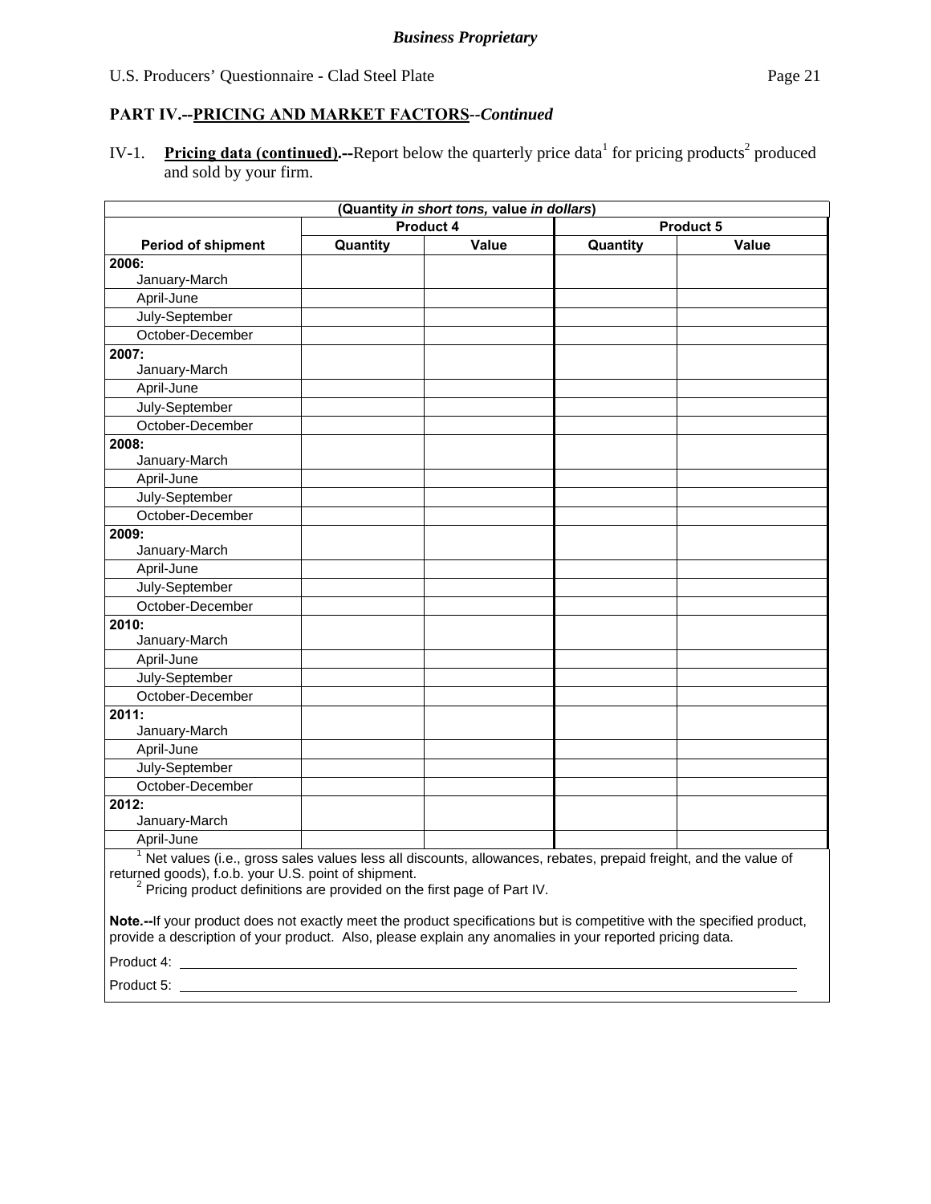*Business Proprietary*

U.S. Producers' Questionnaire - Clad Steel Plate

## PART IV.--PRICING AND MARKET FACTORS--*Continued*

IV-1. **Pricing data (continued).--**Report below the quarterly price data[1] for pricing products[2] produced and sold by your firm.

| (Quantity *in short tons,* value *in dollars*) | | | | |
|---|---|---|---|---|
| | Product 4 | | Product 5 | |
| **Period of shipment** | **Quantity** | **Value** | **Quantity** | **Value** |
| **2006:** January-March | | | | |
| April-June | | | | |
| July-September | | | | |
| October-December | | | | |
| **2007:** January-March | | | | |
| April-June | | | | |
| July-September | | | | |
| October-December | | | | |
| **2008:** January-March | | | | |
| April-June | | | | |
| July-September | | | | |
| October-December | | | | |
| **2009:** January-March | | | | |
| April-June | | | | |
| July-September | | | | |
| October-December | | | | |
| **2010:** January-March | | | | |
| April-June | | | | |
| July-September | | | | |
| October-December | | | | |
| **2011:** January-March | | | | |
| April-June | | | | |
| July-September | | | | |
| October-December | | | | |
| **2012:** January-March | | | | |
| April-June | | | | |

[1] Net values (i.e., gross sales values less all discounts, allowances, rebates, prepaid freight, and the value of returned goods), f.o.b. your U.S. point of shipment.

[2] Pricing product definitions are provided on the first page of Part IV.

**Note.--**If your product does not exactly meet the product specifications but is competitive with the specified product, provide a description of your product. Also, please explain any anomalies in your reported pricing data.

Product 4: \_\_\_\_\_\_\_\_\_\_\_\_\_\_\_\_\_\_\_\_\_\_\_\_\_\_\_\_\_\_\_\_\_\_\_\_\_\_\_\_

Product 5: \_\_\_\_\_\_\_\_\_\_\_\_\_\_\_\_\_\_\_\_\_\_\_\_\_\_\_\_\_\_\_\_\_\_\_\_\_\_\_\_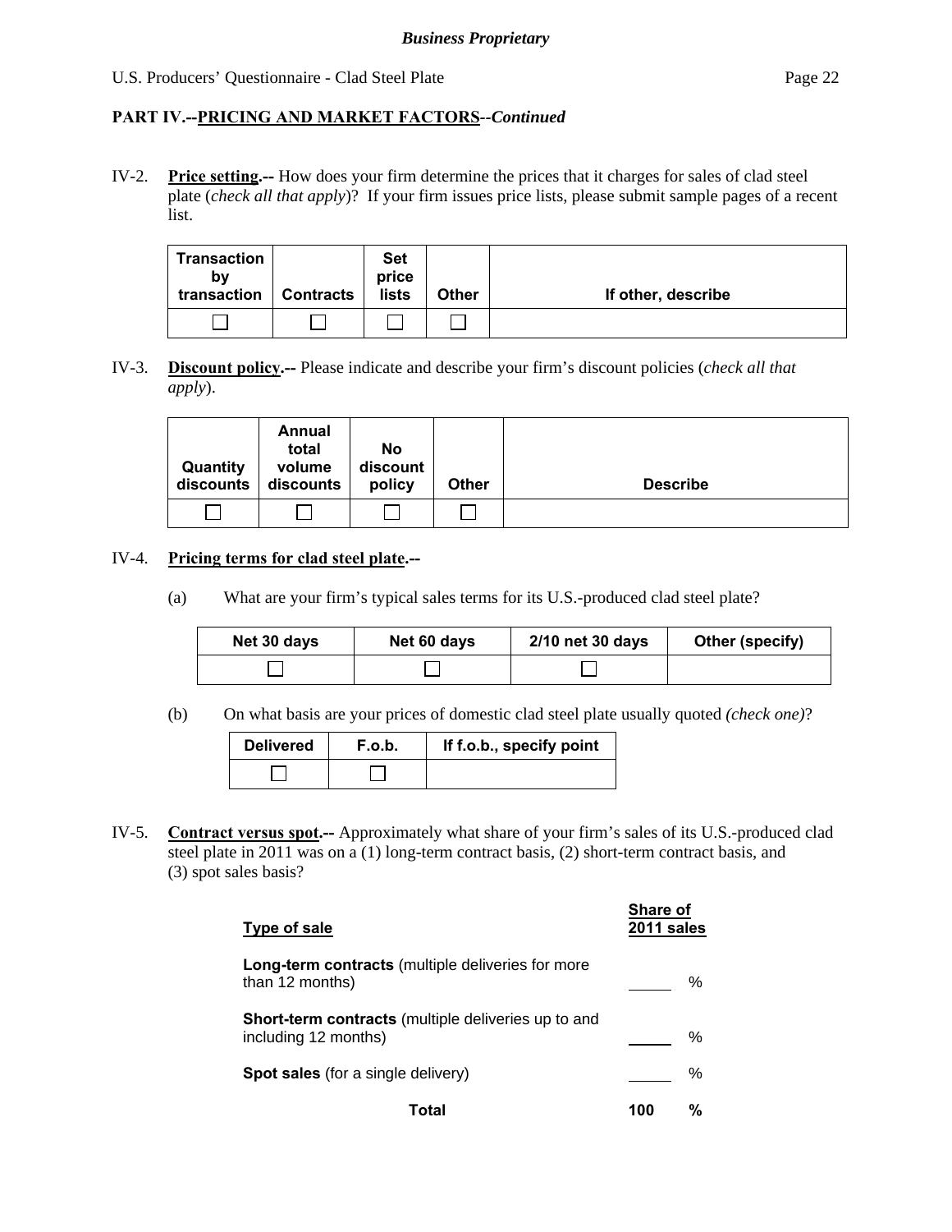## PART IV.--PRICING AND MARKET FACTORS--*Continued*

IV-2. **Price setting.--** How does your firm determine the prices that it charges for sales of clad steel plate (*check all that apply*)? If your firm issues price lists, please submit sample pages of a recent list.

| Transaction by transaction | Contracts | Set price lists | Other | If other, describe |
|---|---|---|---|---|
| ☐ | ☐ | ☐ | ☐ | |

IV-3. **Discount policy.--** Please indicate and describe your firm's discount policies (*check all that apply*).

| Quantity discounts | Annual total volume discounts | No discount policy | Other | Describe |
|---|---|---|---|---|
| ☐ | ☐ | ☐ | ☐ | |

IV-4. **Pricing terms for clad steel plate.--**

(a) What are your firm's typical sales terms for its U.S.-produced clad steel plate?

| Net 30 days | Net 60 days | 2/10 net 30 days | Other (specify) |
|---|---|---|---|
| ☐ | ☐ | ☐ | |

(b) On what basis are your prices of domestic clad steel plate usually quoted *(check one)*?

| Delivered | F.o.b. | If f.o.b., specify point |
|---|---|---|
| ☐ | ☐ | |

IV-5. **Contract versus spot.--** Approximately what share of your firm's sales of its U.S.-produced clad steel plate in 2011 was on a (1) long-term contract basis, (2) short-term contract basis, and (3) spot sales basis?

| Type of sale | Share of 2011 sales |
|---|---|
| **Long-term contracts** (multiple deliveries for more than 12 months) | _____ % |
| **Short-term contracts** (multiple deliveries up to and including 12 months) | _____ % |
| **Spot sales** (for a single delivery) | _____ % |
| **Total** | **100 %** |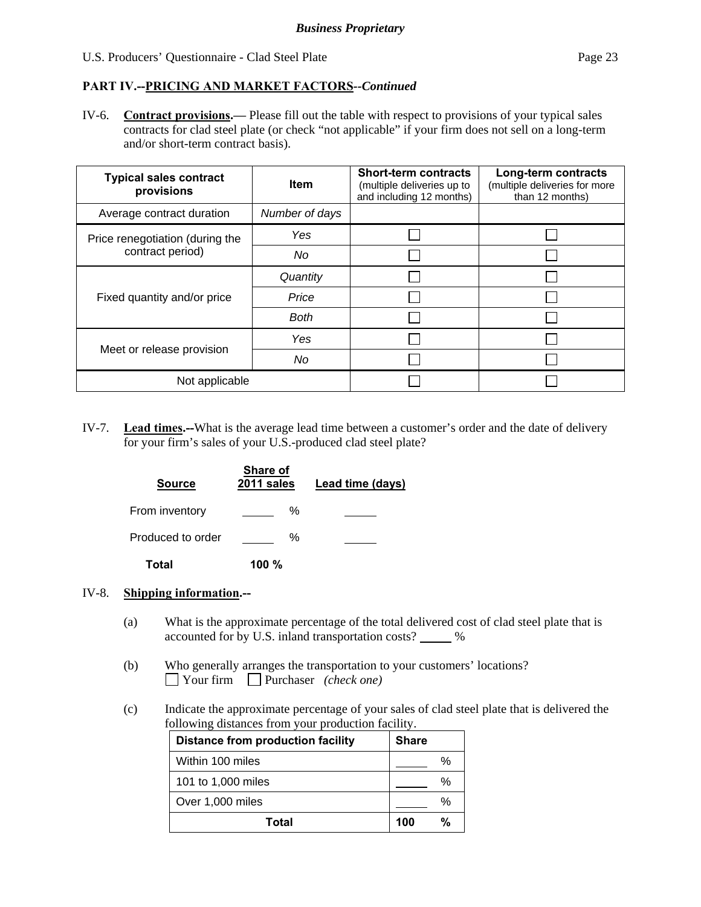**PART IV.--PRICING AND MARKET FACTORS**--*Continued*

IV-6. **Contract provisions.**— Please fill out the table with respect to provisions of your typical sales contracts for clad steel plate (or check "not applicable" if your firm does not sell on a long-term and/or short-term contract basis).

| Typical sales contract provisions | Item | Short-term contracts (multiple deliveries up to and including 12 months) | Long-term contracts (multiple deliveries for more than 12 months) |
|---|---|---|---|
| Average contract duration | *Number of days* | | |
| Price renegotiation (during the contract period) | *Yes* | ☐ | ☐ |
| | *No* | ☐ | ☐ |
| Fixed quantity and/or price | *Quantity* | ☐ | ☐ |
| | *Price* | ☐ | ☐ |
| | *Both* | ☐ | ☐ |
| Meet or release provision | *Yes* | ☐ | ☐ |
| | *No* | ☐ | ☐ |
| Not applicable | | ☐ | ☐ |

IV-7. **Lead times.--**What is the average lead time between a customer's order and the date of delivery for your firm's sales of your U.S.-produced clad steel plate?

| Source | Share of 2011 sales | Lead time (days) |
|---|---|---|
| From inventory | _____ % | _____ |
| Produced to order | _____ % | _____ |
| **Total** | **100 %** | |

IV-8. **Shipping information.--**

(a) What is the approximate percentage of the total delivered cost of clad steel plate that is accounted for by U.S. inland transportation costs? _____ %

(b) Who generally arranges the transportation to your customers' locations?
☐ Your firm ☐ Purchaser *(check one)*

(c) Indicate the approximate percentage of your sales of clad steel plate that is delivered the following distances from your production facility.

| Distance from production facility | Share |
|---|---|
| Within 100 miles | _____ % |
| 101 to 1,000 miles | _____ % |
| Over 1,000 miles | _____ % |
| **Total** | **100 %** |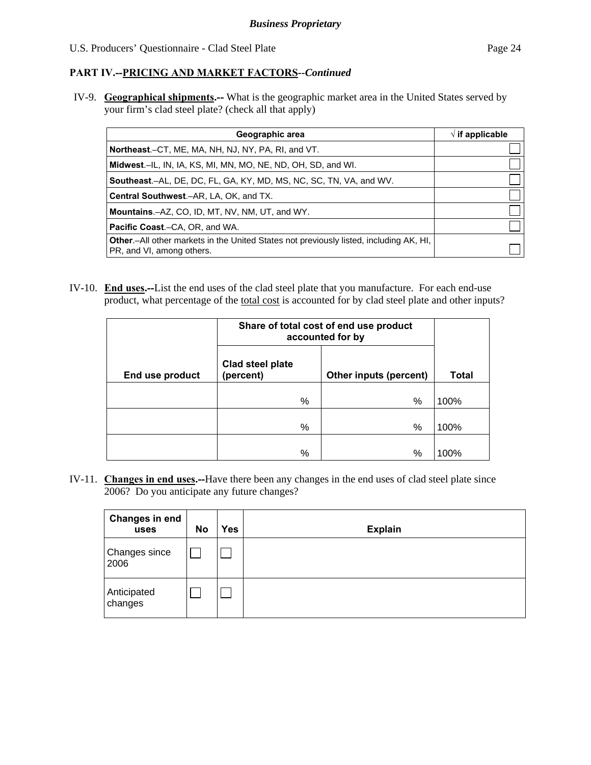**PART IV.--PRICING AND MARKET FACTORS--*Continued***

IV-9. **Geographical shipments.--** What is the geographic market area in the United States served by your firm's clad steel plate? (check all that apply)

| Geographic area | √ if applicable |
|---|---|
| **Northeast**.–CT, ME, MA, NH, NJ, NY, PA, RI, and VT. | ☐ |
| **Midwest**.–IL, IN, IA, KS, MI, MN, MO, NE, ND, OH, SD, and WI. | ☐ |
| **Southeast**.–AL, DE, DC, FL, GA, KY, MD, MS, NC, SC, TN, VA, and WV. | ☐ |
| **Central Southwest**.–AR, LA, OK, and TX. | ☐ |
| **Mountains**.–AZ, CO, ID, MT, NV, NM, UT, and WY. | ☐ |
| **Pacific Coast**.–CA, OR, and WA. | ☐ |
| **Other**.–All other markets in the United States not previously listed, including AK, HI, PR, and VI, among others. | ☐ |

IV-10. **End uses.--**List the end uses of the clad steel plate that you manufacture. For each end-use product, what percentage of the total cost is accounted for by clad steel plate and other inputs?

| End use product | Share of total cost of end use product accounted for by | | Total |
|---|---|---|---|
| | Clad steel plate (percent) | Other inputs (percent) | |
| | % | % | 100% |
| | % | % | 100% |
| | % | % | 100% |

IV-11. **Changes in end uses.--**Have there been any changes in the end uses of clad steel plate since 2006? Do you anticipate any future changes?

| Changes in end uses | No | Yes | Explain |
|---|---|---|---|
| Changes since 2006 | ☐ | ☐ | |
| Anticipated changes | ☐ | ☐ | |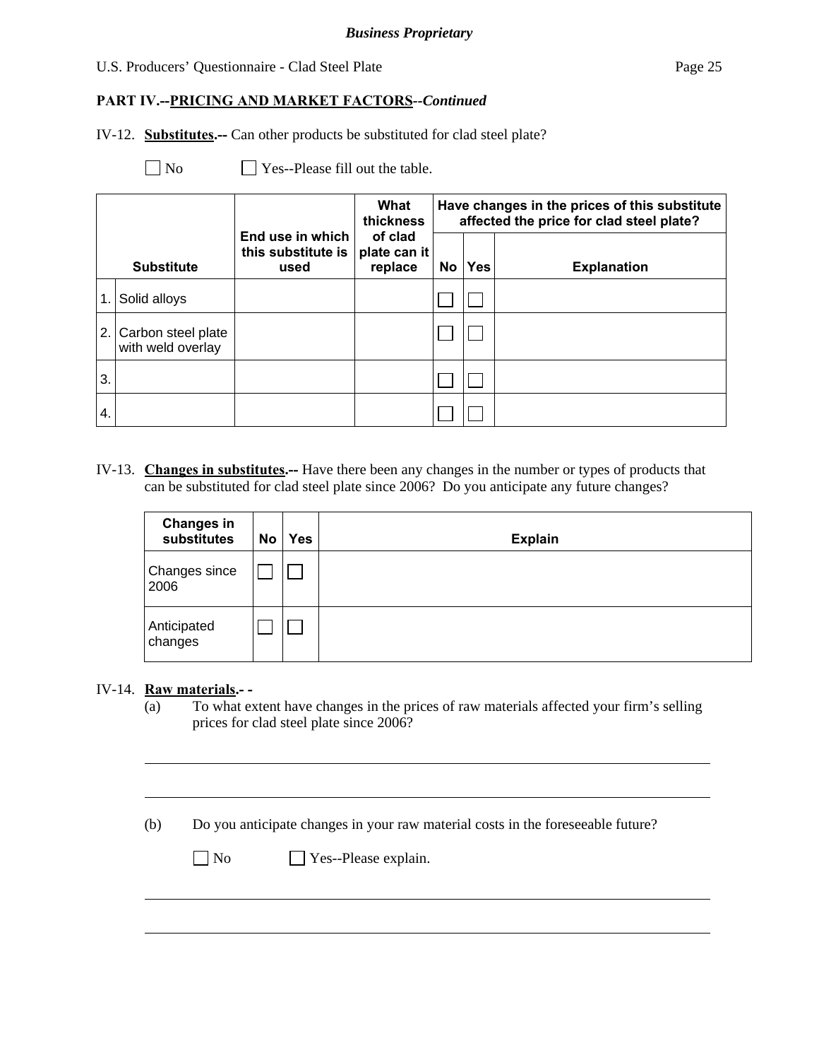**PART IV.--PRICING AND MARKET FACTORS**--*Continued*

IV-12. **Substitutes.--** Can other products be substituted for clad steel plate?

☐ No ☐ Yes--Please fill out the table.

| | Substitute | End use in which this substitute is used | What thickness of clad plate can it replace | Have changes in the prices of this substitute affected the price for clad steel plate? | | |
|---|---|---|---|---|---|---|
| | | | | No | Yes | Explanation |
| 1. | Solid alloys | | | ☐ | ☐ | |
| 2. | Carbon steel plate with weld overlay | | | ☐ | ☐ | |
| 3. | | | | ☐ | ☐ | |
| 4. | | | | ☐ | ☐ | |

IV-13. **Changes in substitutes.--** Have there been any changes in the number or types of products that can be substituted for clad steel plate since 2006? Do you anticipate any future changes?

| Changes in substitutes | No | Yes | Explain |
|---|---|---|---|
| Changes since 2006 | ☐ | ☐ | |
| Anticipated changes | ☐ | ☐ | |

IV-14. **Raw materials.- -**

(a) To what extent have changes in the prices of raw materials affected your firm's selling prices for clad steel plate since 2006?

______________________________________________________________________

______________________________________________________________________

(b) Do you anticipate changes in your raw material costs in the foreseeable future?

☐ No ☐ Yes--Please explain.

______________________________________________________________________

______________________________________________________________________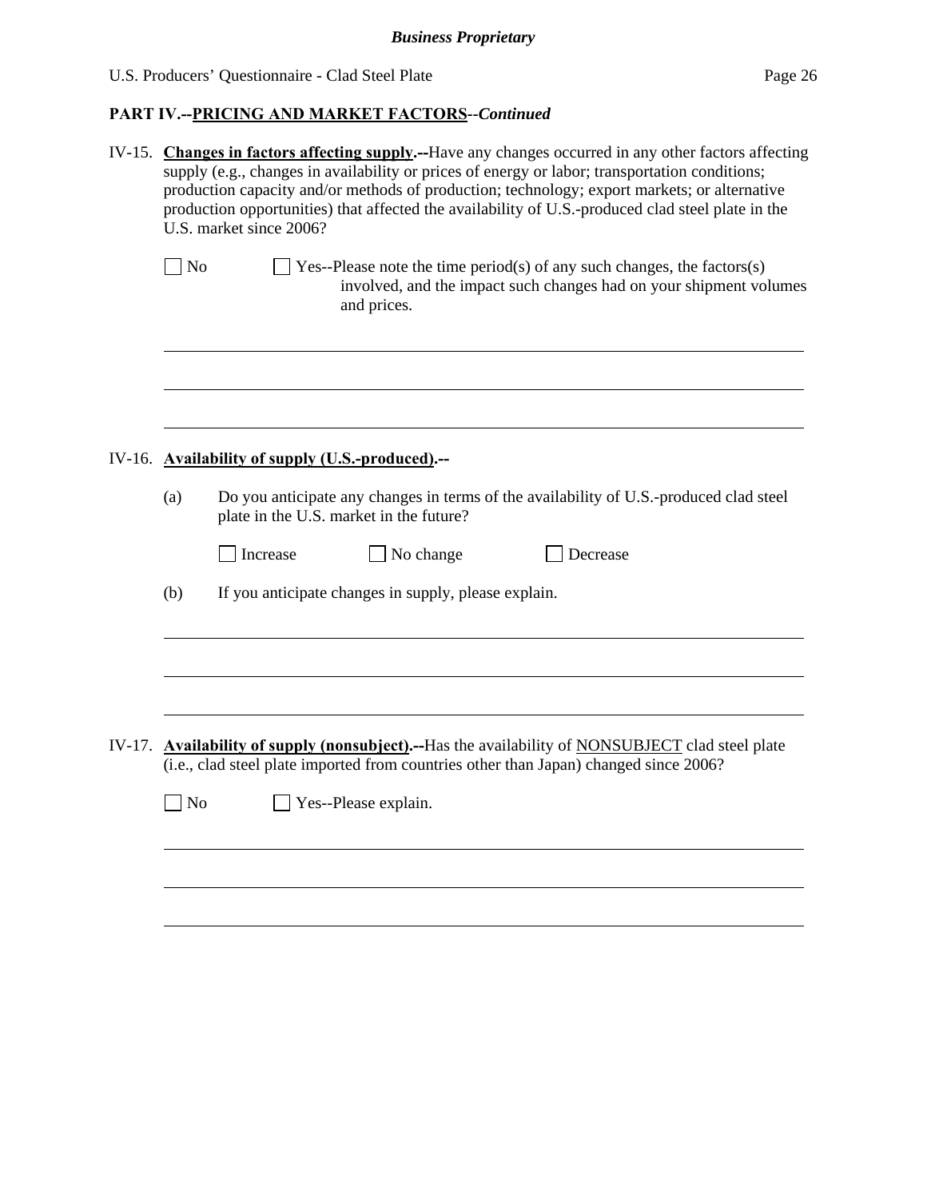## PART IV.--PRICING AND MARKET FACTORS--*Continued*

IV-15. **Changes in factors affecting supply.--**Have any changes occurred in any other factors affecting supply (e.g., changes in availability or prices of energy or labor; transportation conditions; production capacity and/or methods of production; technology; export markets; or alternative production opportunities) that affected the availability of U.S.-produced clad steel plate in the U.S. market since 2006?

☐ No ☐ Yes--Please note the time period(s) of any such changes, the factors(s) involved, and the impact such changes had on your shipment volumes and prices.

______________________________________________________________________

______________________________________________________________________

______________________________________________________________________

IV-16. **Availability of supply (U.S.-produced).--**

(a) Do you anticipate any changes in terms of the availability of U.S.-produced clad steel plate in the U.S. market in the future?

☐ Increase ☐ No change ☐ Decrease

(b) If you anticipate changes in supply, please explain.

______________________________________________________________________

______________________________________________________________________

______________________________________________________________________

IV-17. **Availability of supply (nonsubject).--**Has the availability of NONSUBJECT clad steel plate (i.e., clad steel plate imported from countries other than Japan) changed since 2006?

☐ No ☐ Yes--Please explain.

______________________________________________________________________

______________________________________________________________________

______________________________________________________________________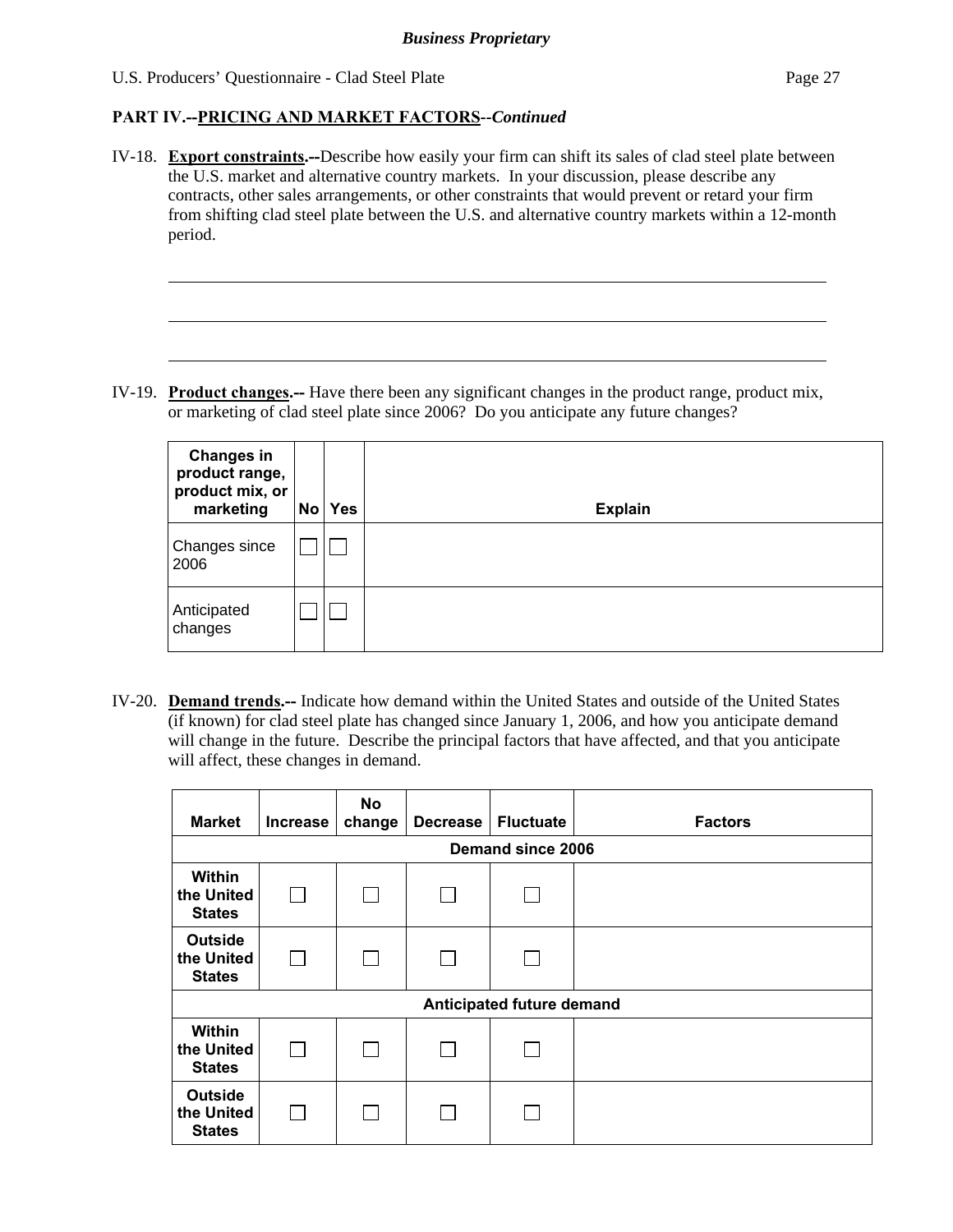## PART IV.--PRICING AND MARKET FACTORS--*Continued*

IV-18. **Export constraints.--**Describe how easily your firm can shift its sales of clad steel plate between the U.S. market and alternative country markets. In your discussion, please describe any contracts, other sales arrangements, or other constraints that would prevent or retard your firm from shifting clad steel plate between the U.S. and alternative country markets within a 12-month period.

IV-19. **Product changes.--** Have there been any significant changes in the product range, product mix, or marketing of clad steel plate since 2006? Do you anticipate any future changes?

| Changes in product range, product mix, or marketing | No | Yes | Explain |
|---|---|---|---|
| Changes since 2006 | ☐ | ☐ | |
| Anticipated changes | ☐ | ☐ | |

IV-20. **Demand trends.--** Indicate how demand within the United States and outside of the United States (if known) for clad steel plate has changed since January 1, 2006, and how you anticipate demand will change in the future. Describe the principal factors that have affected, and that you anticipate will affect, these changes in demand.

| Market | Increase | No change | Decrease | Fluctuate | Factors |
|---|---|---|---|---|---|
| **Demand since 2006** | | | | | |
| Within the United States | ☐ | ☐ | ☐ | ☐ | |
| Outside the United States | ☐ | ☐ | ☐ | ☐ | |
| **Anticipated future demand** | | | | | |
| Within the United States | ☐ | ☐ | ☐ | ☐ | |
| Outside the United States | ☐ | ☐ | ☐ | ☐ | |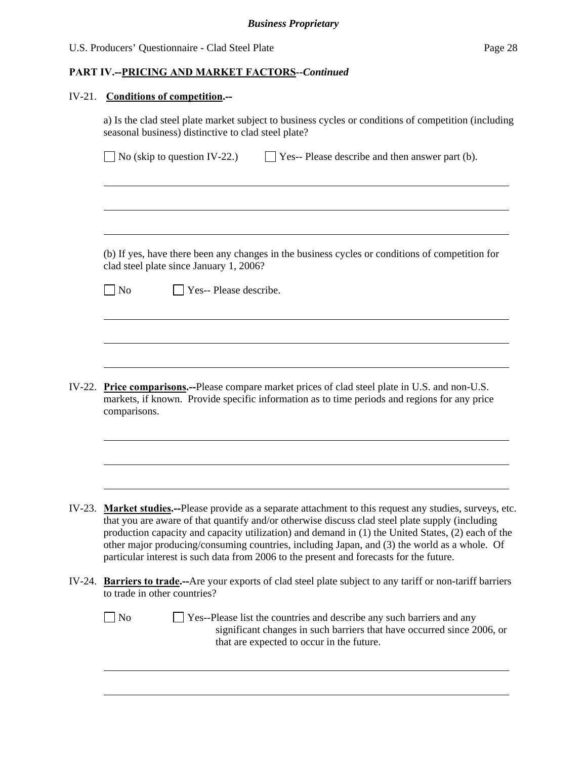## PART IV.--PRICING AND MARKET FACTORS--*Continued*

IV-21. **Conditions of competition.--**

a) Is the clad steel plate market subject to business cycles or conditions of competition (including seasonal business) distinctive to clad steel plate?

☐ No (skip to question IV-22.)  ☐ Yes-- Please describe and then answer part (b).

\_\_\_\_\_\_\_\_\_\_\_\_\_\_\_\_\_\_\_\_\_\_\_\_\_\_\_\_\_\_\_\_\_\_\_\_\_\_\_\_\_\_\_\_\_\_\_\_\_\_\_\_\_\_\_\_\_\_\_\_

\_\_\_\_\_\_\_\_\_\_\_\_\_\_\_\_\_\_\_\_\_\_\_\_\_\_\_\_\_\_\_\_\_\_\_\_\_\_\_\_\_\_\_\_\_\_\_\_\_\_\_\_\_\_\_\_\_\_\_\_

\_\_\_\_\_\_\_\_\_\_\_\_\_\_\_\_\_\_\_\_\_\_\_\_\_\_\_\_\_\_\_\_\_\_\_\_\_\_\_\_\_\_\_\_\_\_\_\_\_\_\_\_\_\_\_\_\_\_\_\_

(b) If yes, have there been any changes in the business cycles or conditions of competition for clad steel plate since January 1, 2006?

☐ No  ☐ Yes-- Please describe.

\_\_\_\_\_\_\_\_\_\_\_\_\_\_\_\_\_\_\_\_\_\_\_\_\_\_\_\_\_\_\_\_\_\_\_\_\_\_\_\_\_\_\_\_\_\_\_\_\_\_\_\_\_\_\_\_\_\_\_\_

\_\_\_\_\_\_\_\_\_\_\_\_\_\_\_\_\_\_\_\_\_\_\_\_\_\_\_\_\_\_\_\_\_\_\_\_\_\_\_\_\_\_\_\_\_\_\_\_\_\_\_\_\_\_\_\_\_\_\_\_

\_\_\_\_\_\_\_\_\_\_\_\_\_\_\_\_\_\_\_\_\_\_\_\_\_\_\_\_\_\_\_\_\_\_\_\_\_\_\_\_\_\_\_\_\_\_\_\_\_\_\_\_\_\_\_\_\_\_\_\_

IV-22. **Price comparisons.--**Please compare market prices of clad steel plate in U.S. and non-U.S. markets, if known. Provide specific information as to time periods and regions for any price comparisons.

\_\_\_\_\_\_\_\_\_\_\_\_\_\_\_\_\_\_\_\_\_\_\_\_\_\_\_\_\_\_\_\_\_\_\_\_\_\_\_\_\_\_\_\_\_\_\_\_\_\_\_\_\_\_\_\_\_\_\_\_

\_\_\_\_\_\_\_\_\_\_\_\_\_\_\_\_\_\_\_\_\_\_\_\_\_\_\_\_\_\_\_\_\_\_\_\_\_\_\_\_\_\_\_\_\_\_\_\_\_\_\_\_\_\_\_\_\_\_\_\_

\_\_\_\_\_\_\_\_\_\_\_\_\_\_\_\_\_\_\_\_\_\_\_\_\_\_\_\_\_\_\_\_\_\_\_\_\_\_\_\_\_\_\_\_\_\_\_\_\_\_\_\_\_\_\_\_\_\_\_\_

IV-23. **Market studies.--**Please provide as a separate attachment to this request any studies, surveys, etc. that you are aware of that quantify and/or otherwise discuss clad steel plate supply (including production capacity and capacity utilization) and demand in (1) the United States, (2) each of the other major producing/consuming countries, including Japan, and (3) the world as a whole. Of particular interest is such data from 2006 to the present and forecasts for the future.

IV-24. **Barriers to trade.--**Are your exports of clad steel plate subject to any tariff or non-tariff barriers to trade in other countries?

☐ No  ☐ Yes--Please list the countries and describe any such barriers and any significant changes in such barriers that have occurred since 2006, or that are expected to occur in the future.

\_\_\_\_\_\_\_\_\_\_\_\_\_\_\_\_\_\_\_\_\_\_\_\_\_\_\_\_\_\_\_\_\_\_\_\_\_\_\_\_\_\_\_\_\_\_\_\_\_\_\_\_\_\_\_\_\_\_\_\_

\_\_\_\_\_\_\_\_\_\_\_\_\_\_\_\_\_\_\_\_\_\_\_\_\_\_\_\_\_\_\_\_\_\_\_\_\_\_\_\_\_\_\_\_\_\_\_\_\_\_\_\_\_\_\_\_\_\_\_\_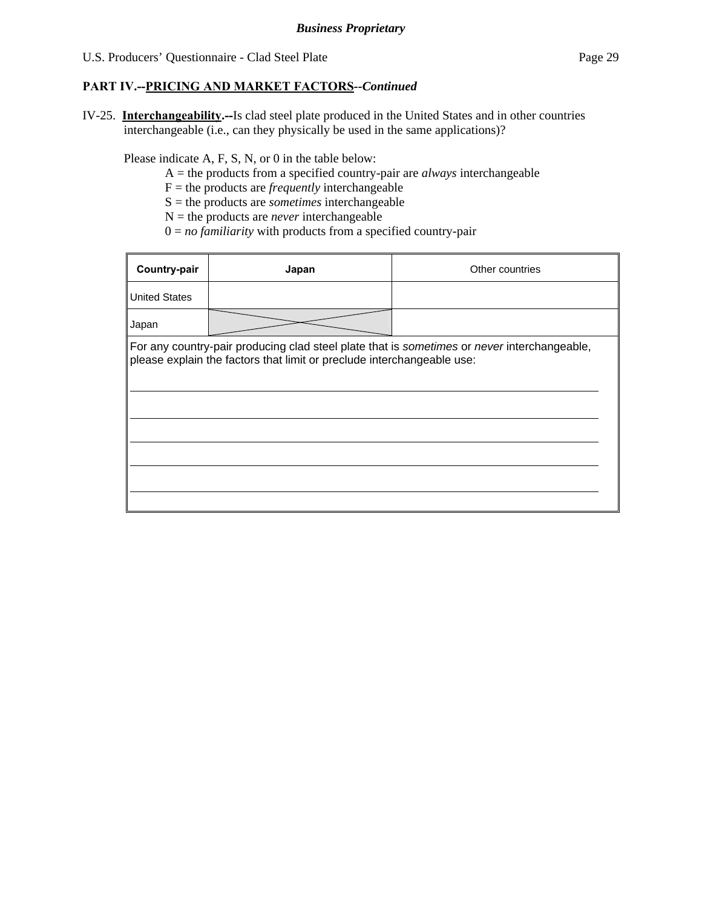**PART IV.--PRICING AND MARKET FACTORS--*Continued***

IV-25. **Interchangeability.--**Is clad steel plate produced in the United States and in other countries interchangeable (i.e., can they physically be used in the same applications)?

Please indicate A, F, S, N, or 0 in the table below:

A = the products from a specified country-pair are *always* interchangeable
F = the products are *frequently* interchangeable
S = the products are *sometimes* interchangeable
N = the products are *never* interchangeable
0 = *no familiarity* with products from a specified country-pair

| Country-pair | Japan | Other countries |
|---|---|---|
| United States | | |
| Japan | X | |

For any country-pair producing clad steel plate that is *sometimes* or *never* interchangeable, please explain the factors that limit or preclude interchangeable use:

______________________________________________________________________

______________________________________________________________________

______________________________________________________________________

______________________________________________________________________

______________________________________________________________________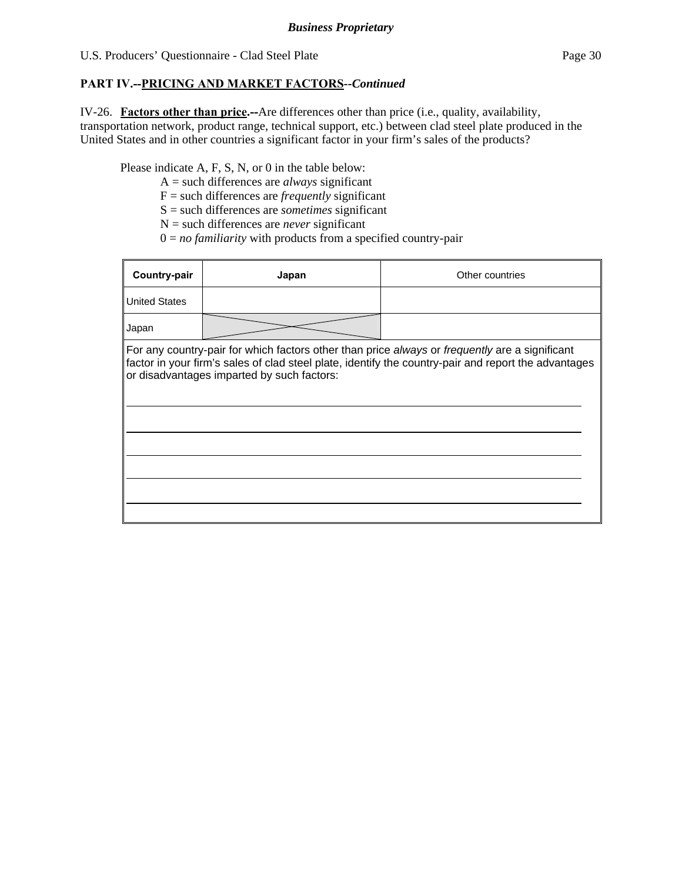**PART IV.--PRICING AND MARKET FACTORS--*Continued***

IV-26. **Factors other than price.--**Are differences other than price (i.e., quality, availability, transportation network, product range, technical support, etc.) between clad steel plate produced in the United States and in other countries a significant factor in your firm's sales of the products?

Please indicate A, F, S, N, or 0 in the table below:

A = such differences are *always* significant
F = such differences are *frequently* significant
S = such differences are *sometimes* significant
N = such differences are *never* significant
0 = *no familiarity* with products from a specified country-pair

| Country-pair | Japan | Other countries |
|---|---|---|
| United States | | |
| Japan | X | |

For any country-pair for which factors other than price *always* or *frequently* are a significant factor in your firm's sales of clad steel plate, identify the country-pair and report the advantages or disadvantages imparted by such factors:

_______________________________________________

_______________________________________________

_______________________________________________

_______________________________________________

_______________________________________________